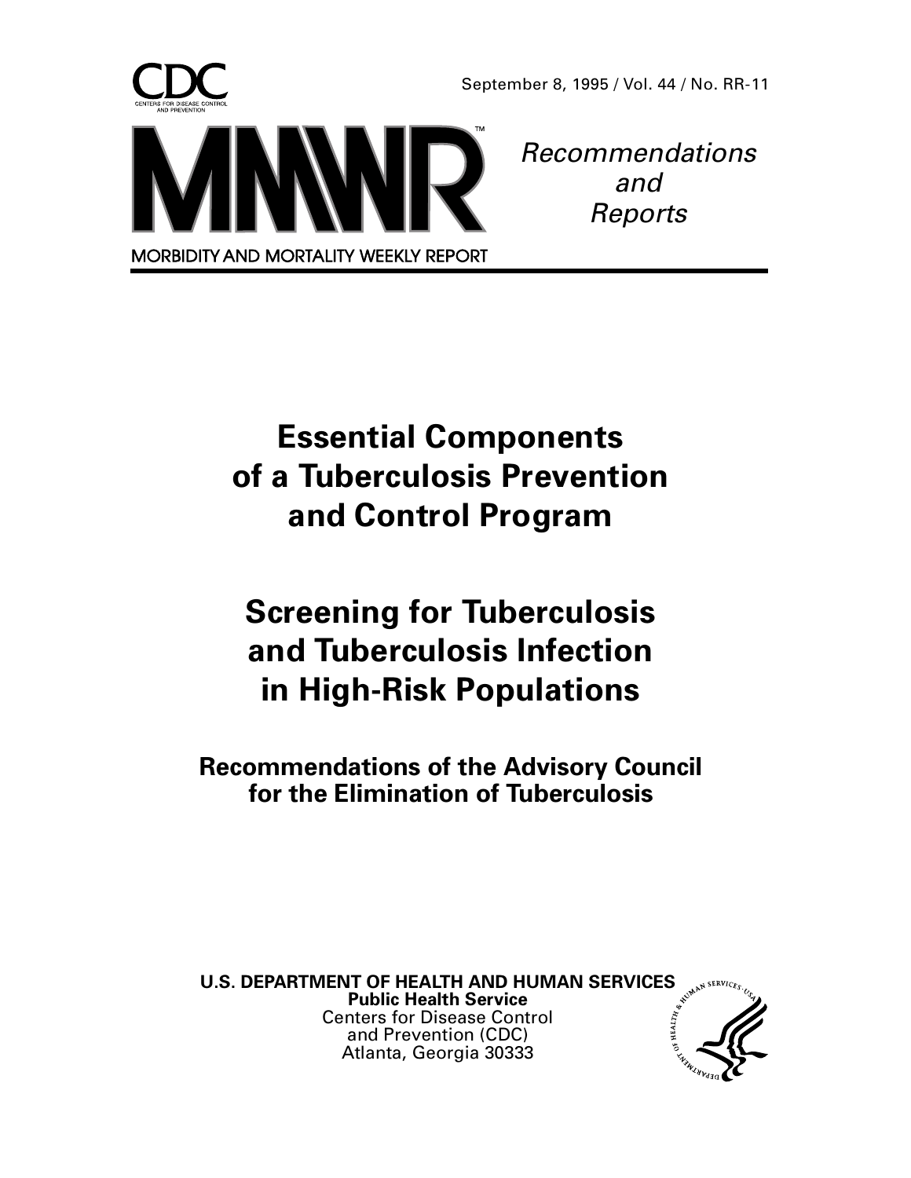CDC

CENTERS FOR DISEASE CONTROL AND PREVENTION

September 8, 1995 / Vol. 44 / No. RR-11

MMWR™

*Recommendations and Reports*

MORBIDITY AND MORTALITY WEEKLY REPORT

# Essential Components of a Tuberculosis Prevention and Control Program

# Screening for Tuberculosis and Tuberculosis Infection in High-Risk Populations

## Recommendations of the Advisory Council for the Elimination of Tuberculosis

**U.S. DEPARTMENT OF HEALTH AND HUMAN SERVICES**
**Public Health Service**
Centers for Disease Control and Prevention (CDC)
Atlanta, Georgia 30333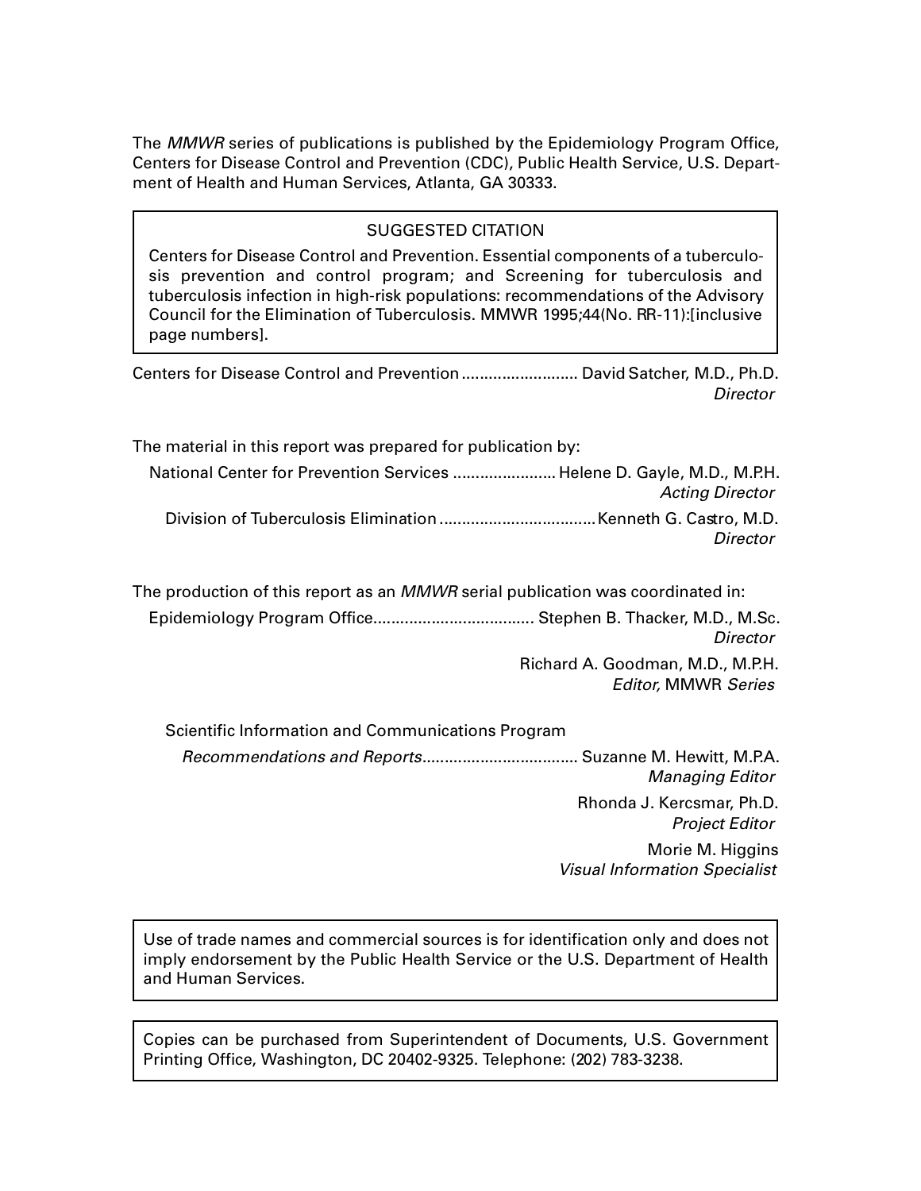The *MMWR* series of publications is published by the Epidemiology Program Office, Centers for Disease Control and Prevention (CDC), Public Health Service, U.S. Department of Health and Human Services, Atlanta, GA 30333.

SUGGESTED CITATION

Centers for Disease Control and Prevention. Essential components of a tuberculosis prevention and control program; and Screening for tuberculosis and tuberculosis infection in high-risk populations: recommendations of the Advisory Council for the Elimination of Tuberculosis. MMWR 1995;44(No. RR-11):[inclusive page numbers].

Centers for Disease Control and Prevention .......................... David Satcher, M.D., Ph.D.
*Director*

The material in this report was prepared for publication by:

National Center for Prevention Services ....................... Helene D. Gayle, M.D., M.P.H.
*Acting Director*

Division of Tuberculosis Elimination ..................................Kenneth G. Castro, M.D.
*Director*

The production of this report as an *MMWR* serial publication was coordinated in:

Epidemiology Program Office.................................... Stephen B. Thacker, M.D., M.Sc.
*Director*

Richard A. Goodman, M.D., M.P.H.
*Editor,* MMWR *Series*

Scientific Information and Communications Program

*Recommendations and Reports*................................... Suzanne M. Hewitt, M.P.A.
*Managing Editor*

Rhonda J. Kercsmar, Ph.D.
*Project Editor*

Morie M. Higgins
*Visual Information Specialist*

Use of trade names and commercial sources is for identification only and does not imply endorsement by the Public Health Service or the U.S. Department of Health and Human Services.

Copies can be purchased from Superintendent of Documents, U.S. Government Printing Office, Washington, DC 20402-9325. Telephone: (202) 783-3238.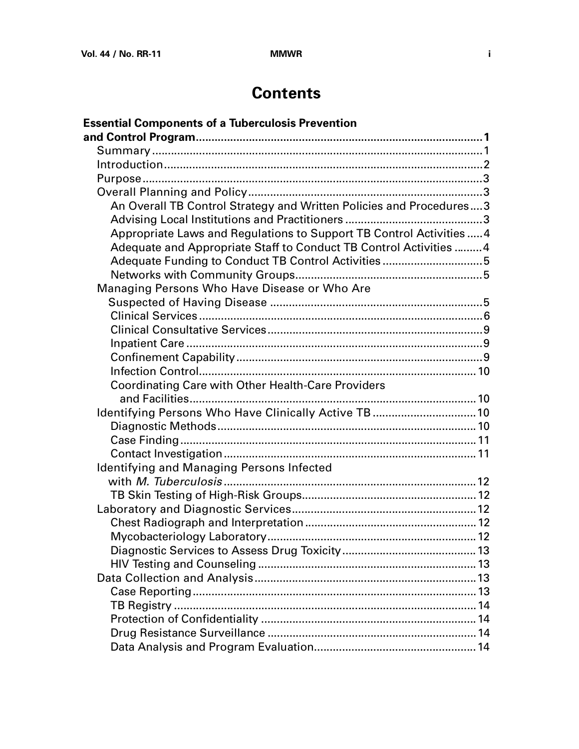# Contents

**Essential Components of a Tuberculosis Prevention and Control Program** .......... 1

- Summary .......... 1
- Introduction .......... 2
- Purpose .......... 3
- Overall Planning and Policy .......... 3
  - An Overall TB Control Strategy and Written Policies and Procedures .......... 3
  - Advising Local Institutions and Practitioners .......... 3
  - Appropriate Laws and Regulations to Support TB Control Activities .......... 4
  - Adequate and Appropriate Staff to Conduct TB Control Activities .......... 4
  - Adequate Funding to Conduct TB Control Activities .......... 5
  - Networks with Community Groups .......... 5
- Managing Persons Who Have Disease or Who Are Suspected of Having Disease .......... 5
  - Clinical Services .......... 6
  - Clinical Consultative Services .......... 9
  - Inpatient Care .......... 9
  - Confinement Capability .......... 9
  - Infection Control .......... 10
  - Coordinating Care with Other Health-Care Providers and Facilities .......... 10
- Identifying Persons Who Have Clinically Active TB .......... 10
  - Diagnostic Methods .......... 10
  - Case Finding .......... 11
  - Contact Investigation .......... 11
- Identifying and Managing Persons Infected with *M. Tuberculosis* .......... 12
  - TB Skin Testing of High-Risk Groups .......... 12
- Laboratory and Diagnostic Services .......... 12
  - Chest Radiograph and Interpretation .......... 12
  - Mycobacteriology Laboratory .......... 12
  - Diagnostic Services to Assess Drug Toxicity .......... 13
  - HIV Testing and Counseling .......... 13
- Data Collection and Analysis .......... 13
  - Case Reporting .......... 13
  - TB Registry .......... 14
  - Protection of Confidentiality .......... 14
  - Drug Resistance Surveillance .......... 14
  - Data Analysis and Program Evaluation .......... 14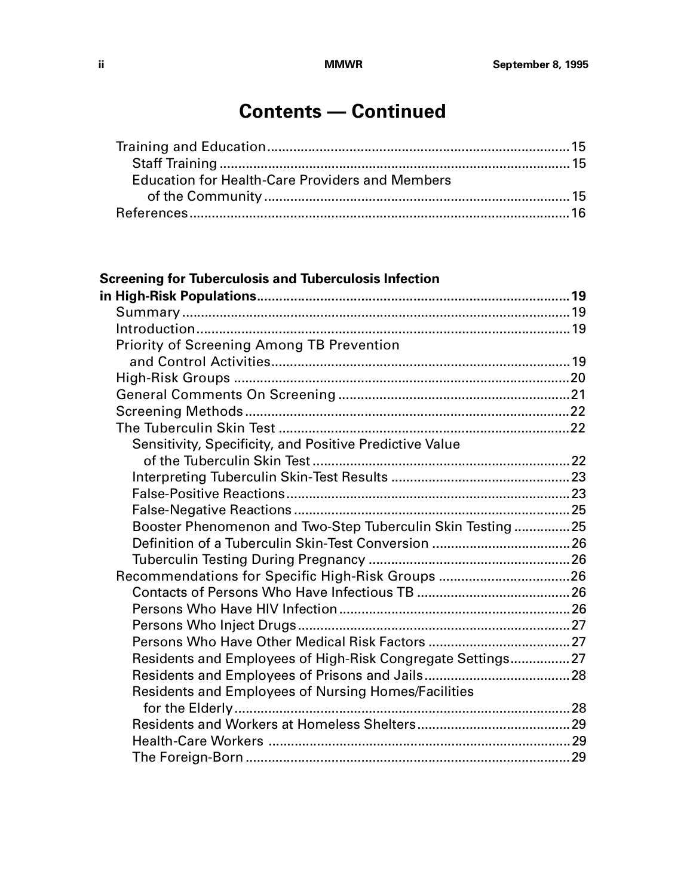# Contents — Continued

- Training and Education ... 15
  - Staff Training ... 15
  - Education for Health-Care Providers and Members of the Community ... 15
- References ... 16

**Screening for Tuberculosis and Tuberculosis Infection in High-Risk Populations ... 19**

- Summary ... 19
- Introduction ... 19
- Priority of Screening Among TB Prevention and Control Activities ... 19
- High-Risk Groups ... 20
- General Comments On Screening ... 21
- Screening Methods ... 22
- The Tuberculin Skin Test ... 22
  - Sensitivity, Specificity, and Positive Predictive Value of the Tuberculin Skin Test ... 22
  - Interpreting Tuberculin Skin-Test Results ... 23
  - False-Positive Reactions ... 23
  - False-Negative Reactions ... 25
  - Booster Phenomenon and Two-Step Tuberculin Skin Testing ... 25
  - Definition of a Tuberculin Skin-Test Conversion ... 26
  - Tuberculin Testing During Pregnancy ... 26
- Recommendations for Specific High-Risk Groups ... 26
  - Contacts of Persons Who Have Infectious TB ... 26
  - Persons Who Have HIV Infection ... 26
  - Persons Who Inject Drugs ... 27
  - Persons Who Have Other Medical Risk Factors ... 27
  - Residents and Employees of High-Risk Congregate Settings ... 27
  - Residents and Employees of Prisons and Jails ... 28
  - Residents and Employees of Nursing Homes/Facilities for the Elderly ... 28
  - Residents and Workers at Homeless Shelters ... 29
  - Health-Care Workers ... 29
  - The Foreign-Born ... 29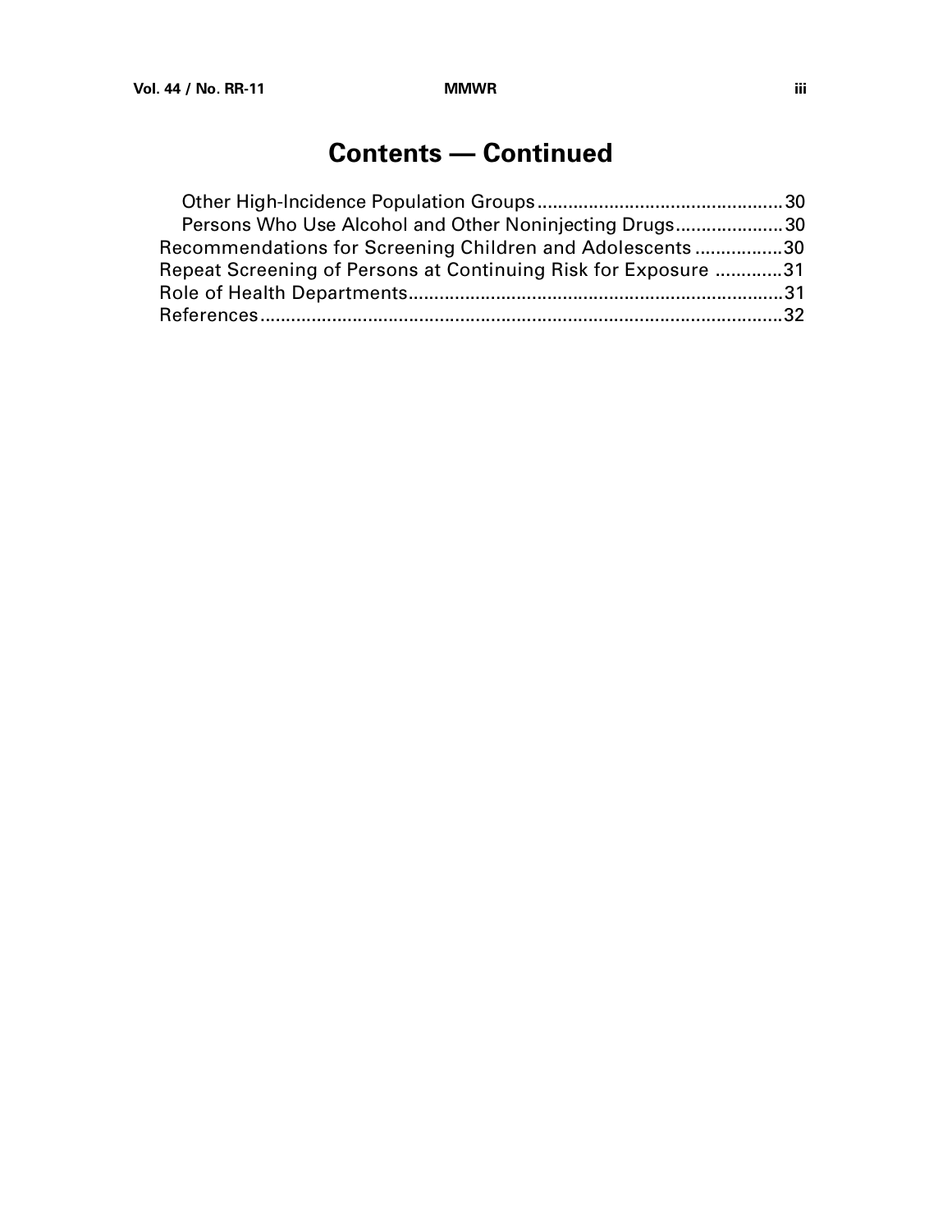# Contents — Continued

- Other High-Incidence Population Groups ................................................ 30
- Persons Who Use Alcohol and Other Noninjecting Drugs ..................... 30

Recommendations for Screening Children and Adolescents ................. 30
Repeat Screening of Persons at Continuing Risk for Exposure ............. 31
Role of Health Departments ......................................................................... 31
References ...................................................................................................... 32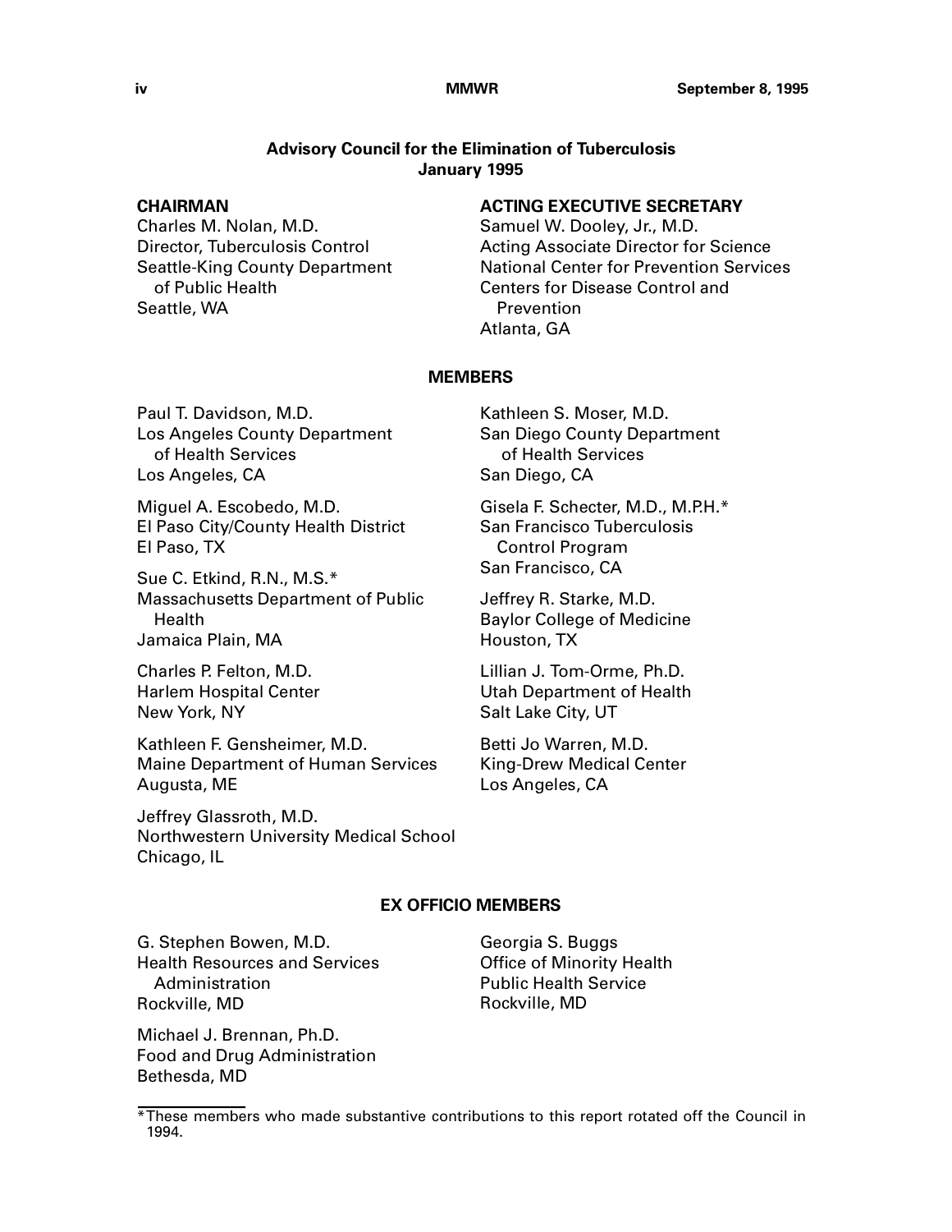## Advisory Council for the Elimination of Tuberculosis
## January 1995

**CHAIRMAN**

Charles M. Nolan, M.D.
Director, Tuberculosis Control
Seattle-King County Department of Public Health
Seattle, WA

**ACTING EXECUTIVE SECRETARY**

Samuel W. Dooley, Jr., M.D.
Acting Associate Director for Science
National Center for Prevention Services
Centers for Disease Control and Prevention
Atlanta, GA

### MEMBERS

Paul T. Davidson, M.D.
Los Angeles County Department of Health Services
Los Angeles, CA

Miguel A. Escobedo, M.D.
El Paso City/County Health District
El Paso, TX

Sue C. Etkind, R.N., M.S.*
Massachusetts Department of Public Health
Jamaica Plain, MA

Charles P. Felton, M.D.
Harlem Hospital Center
New York, NY

Kathleen F. Gensheimer, M.D.
Maine Department of Human Services
Augusta, ME

Jeffrey Glassroth, M.D.
Northwestern University Medical School
Chicago, IL

Kathleen S. Moser, M.D.
San Diego County Department of Health Services
San Diego, CA

Gisela F. Schecter, M.D., M.P.H.*
San Francisco Tuberculosis Control Program
San Francisco, CA

Jeffrey R. Starke, M.D.
Baylor College of Medicine
Houston, TX

Lillian J. Tom-Orme, Ph.D.
Utah Department of Health
Salt Lake City, UT

Betti Jo Warren, M.D.
King-Drew Medical Center
Los Angeles, CA

### EX OFFICIO MEMBERS

G. Stephen Bowen, M.D.
Health Resources and Services Administration
Rockville, MD

Michael J. Brennan, Ph.D.
Food and Drug Administration
Bethesda, MD

Georgia S. Buggs
Office of Minority Health
Public Health Service
Rockville, MD

---

*These members who made substantive contributions to this report rotated off the Council in 1994.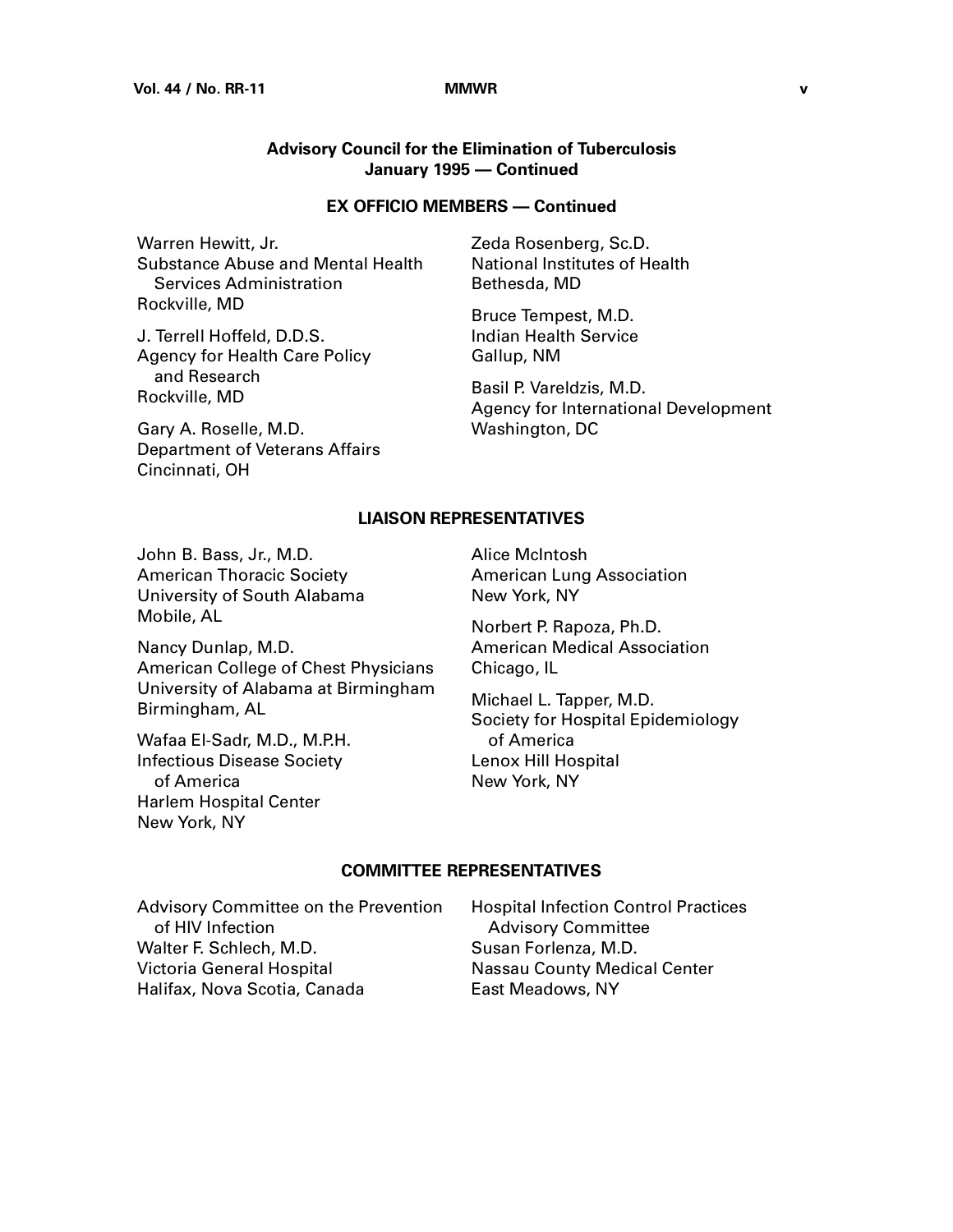## Advisory Council for the Elimination of Tuberculosis
## January 1995 — Continued

### EX OFFICIO MEMBERS — Continued

Warren Hewitt, Jr.
Substance Abuse and Mental Health Services Administration
Rockville, MD

J. Terrell Hoffeld, D.D.S.
Agency for Health Care Policy and Research
Rockville, MD

Gary A. Roselle, M.D.
Department of Veterans Affairs
Cincinnati, OH

Zeda Rosenberg, Sc.D.
National Institutes of Health
Bethesda, MD

Bruce Tempest, M.D.
Indian Health Service
Gallup, NM

Basil P. Vareldzis, M.D.
Agency for International Development
Washington, DC

### LIAISON REPRESENTATIVES

John B. Bass, Jr., M.D.
American Thoracic Society
University of South Alabama
Mobile, AL

Nancy Dunlap, M.D.
American College of Chest Physicians
University of Alabama at Birmingham
Birmingham, AL

Wafaa El-Sadr, M.D., M.P.H.
Infectious Disease Society of America
Harlem Hospital Center
New York, NY

Alice McIntosh
American Lung Association
New York, NY

Norbert P. Rapoza, Ph.D.
American Medical Association
Chicago, IL

Michael L. Tapper, M.D.
Society for Hospital Epidemiology of America
Lenox Hill Hospital
New York, NY

### COMMITTEE REPRESENTATIVES

Advisory Committee on the Prevention of HIV Infection
Walter F. Schlech, M.D.
Victoria General Hospital
Halifax, Nova Scotia, Canada

Hospital Infection Control Practices Advisory Committee
Susan Forlenza, M.D.
Nassau County Medical Center
East Meadows, NY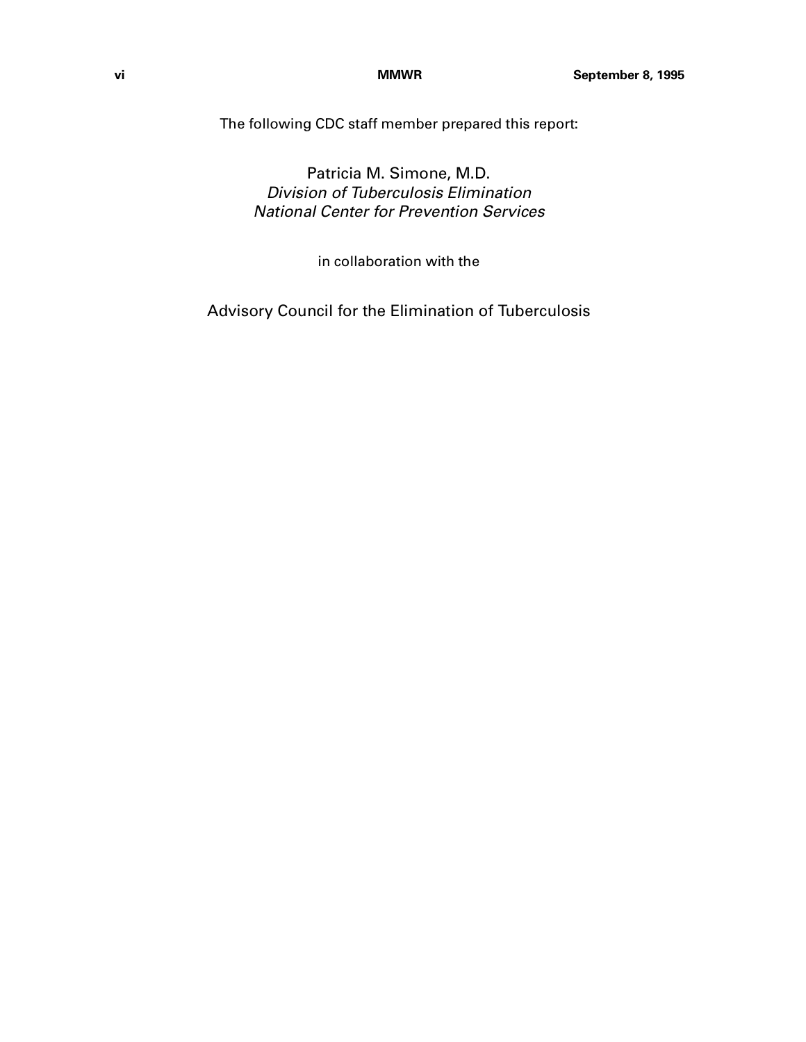The following CDC staff member prepared this report:

Patricia M. Simone, M.D.
*Division of Tuberculosis Elimination*
*National Center for Prevention Services*

in collaboration with the

Advisory Council for the Elimination of Tuberculosis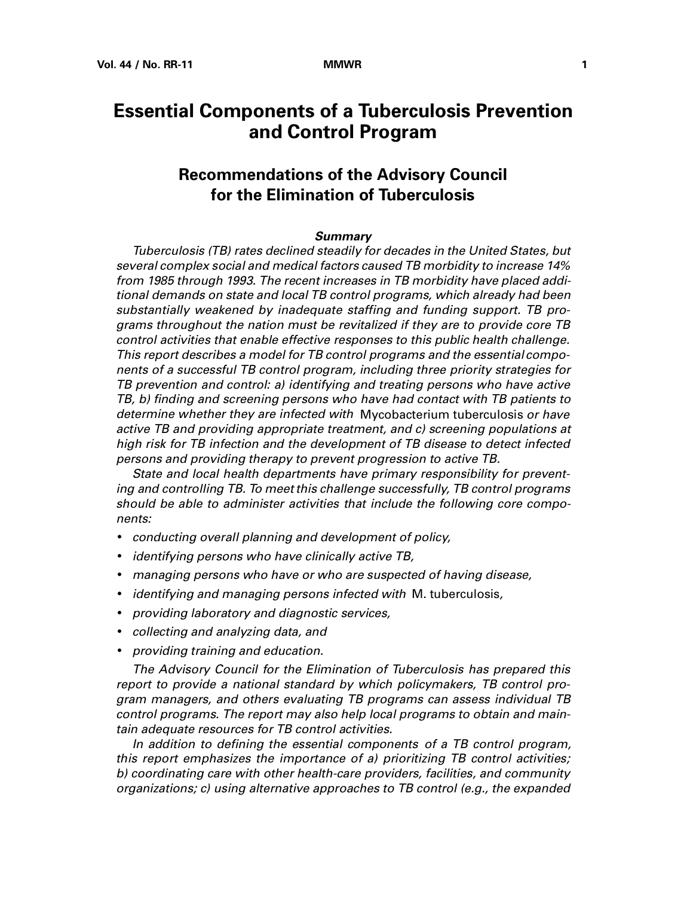# Essential Components of a Tuberculosis Prevention and Control Program

## Recommendations of the Advisory Council for the Elimination of Tuberculosis

### *Summary*

*Tuberculosis (TB) rates declined steadily for decades in the United States, but several complex social and medical factors caused TB morbidity to increase 14% from 1985 through 1993. The recent increases in TB morbidity have placed additional demands on state and local TB control programs, which already had been substantially weakened by inadequate staffing and funding support. TB programs throughout the nation must be revitalized if they are to provide core TB control activities that enable effective responses to this public health challenge. This report describes a model for TB control programs and the essential components of a successful TB control program, including three priority strategies for TB prevention and control: a) identifying and treating persons who have active TB, b) finding and screening persons who have had contact with TB patients to determine whether they are infected with* Mycobacterium tuberculosis *or have active TB and providing appropriate treatment, and c) screening populations at high risk for TB infection and the development of TB disease to detect infected persons and providing therapy to prevent progression to active TB.*

*State and local health departments have primary responsibility for preventing and controlling TB. To meet this challenge successfully, TB control programs should be able to administer activities that include the following core components:*

- *conducting overall planning and development of policy,*
- *identifying persons who have clinically active TB,*
- *managing persons who have or who are suspected of having disease,*
- *identifying and managing persons infected with* M. tuberculosis*,*
- *providing laboratory and diagnostic services,*
- *collecting and analyzing data, and*
- *providing training and education.*

*The Advisory Council for the Elimination of Tuberculosis has prepared this report to provide a national standard by which policymakers, TB control program managers, and others evaluating TB programs can assess individual TB control programs. The report may also help local programs to obtain and maintain adequate resources for TB control activities.*

*In addition to defining the essential components of a TB control program, this report emphasizes the importance of a) prioritizing TB control activities; b) coordinating care with other health-care providers, facilities, and community organizations; c) using alternative approaches to TB control (e.g., the expanded*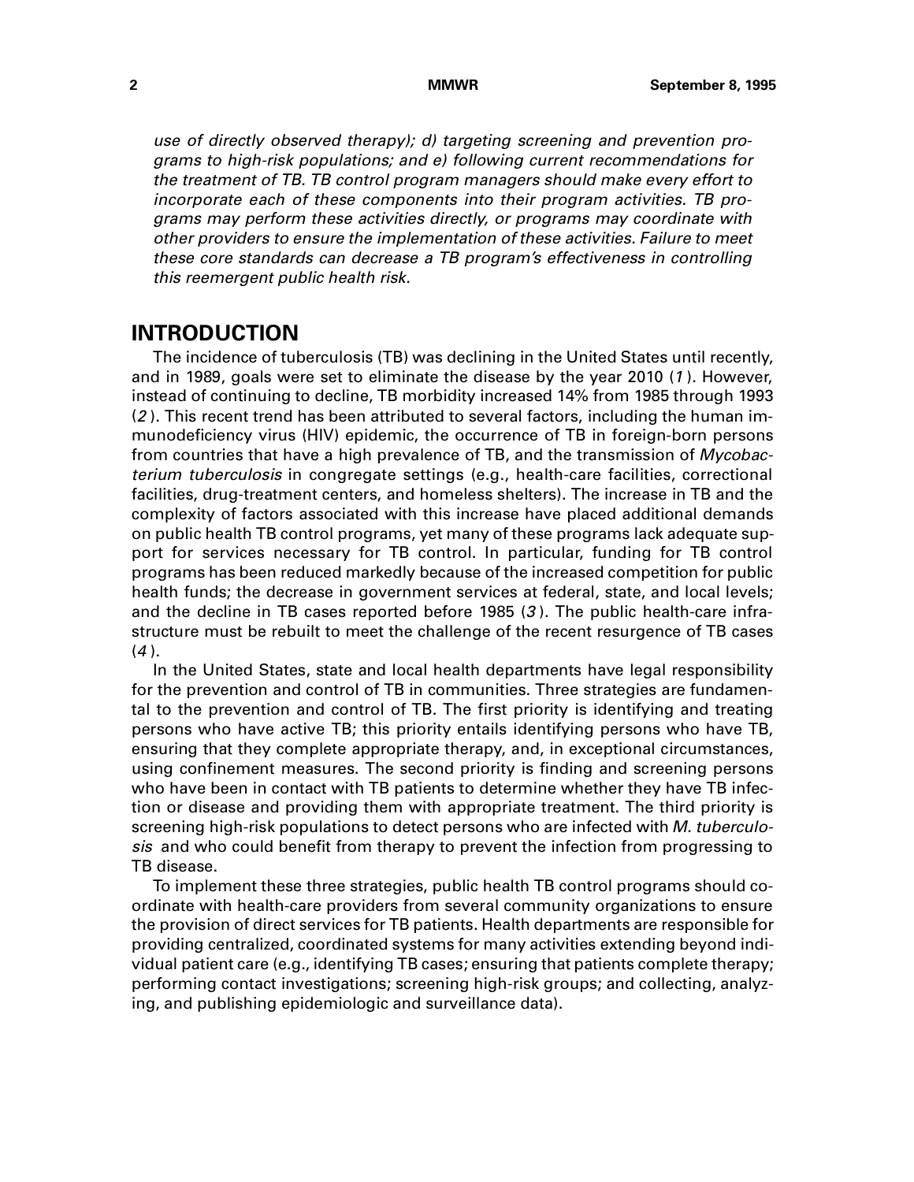*use of directly observed therapy); d) targeting screening and prevention programs to high-risk populations; and e) following current recommendations for the treatment of TB. TB control program managers should make every effort to incorporate each of these components into their program activities. TB programs may perform these activities directly, or programs may coordinate with other providers to ensure the implementation of these activities. Failure to meet these core standards can decrease a TB program's effectiveness in controlling this reemergent public health risk.*

## INTRODUCTION

The incidence of tuberculosis (TB) was declining in the United States until recently, and in 1989, goals were set to eliminate the disease by the year 2010 (*1*). However, instead of continuing to decline, TB morbidity increased 14% from 1985 through 1993 (*2*). This recent trend has been attributed to several factors, including the human immunodeficiency virus (HIV) epidemic, the occurrence of TB in foreign-born persons from countries that have a high prevalence of TB, and the transmission of *Mycobacterium tuberculosis* in congregate settings (e.g., health-care facilities, correctional facilities, drug-treatment centers, and homeless shelters). The increase in TB and the complexity of factors associated with this increase have placed additional demands on public health TB control programs, yet many of these programs lack adequate support for services necessary for TB control. In particular, funding for TB control programs has been reduced markedly because of the increased competition for public health funds; the decrease in government services at federal, state, and local levels; and the decline in TB cases reported before 1985 (*3*). The public health-care infrastructure must be rebuilt to meet the challenge of the recent resurgence of TB cases (*4*).

In the United States, state and local health departments have legal responsibility for the prevention and control of TB in communities. Three strategies are fundamental to the prevention and control of TB. The first priority is identifying and treating persons who have active TB; this priority entails identifying persons who have TB, ensuring that they complete appropriate therapy, and, in exceptional circumstances, using confinement measures. The second priority is finding and screening persons who have been in contact with TB patients to determine whether they have TB infection or disease and providing them with appropriate treatment. The third priority is screening high-risk populations to detect persons who are infected with *M. tuberculosis* and who could benefit from therapy to prevent the infection from progressing to TB disease.

To implement these three strategies, public health TB control programs should coordinate with health-care providers from several community organizations to ensure the provision of direct services for TB patients. Health departments are responsible for providing centralized, coordinated systems for many activities extending beyond individual patient care (e.g., identifying TB cases; ensuring that patients complete therapy; performing contact investigations; screening high-risk groups; and collecting, analyzing, and publishing epidemiologic and surveillance data).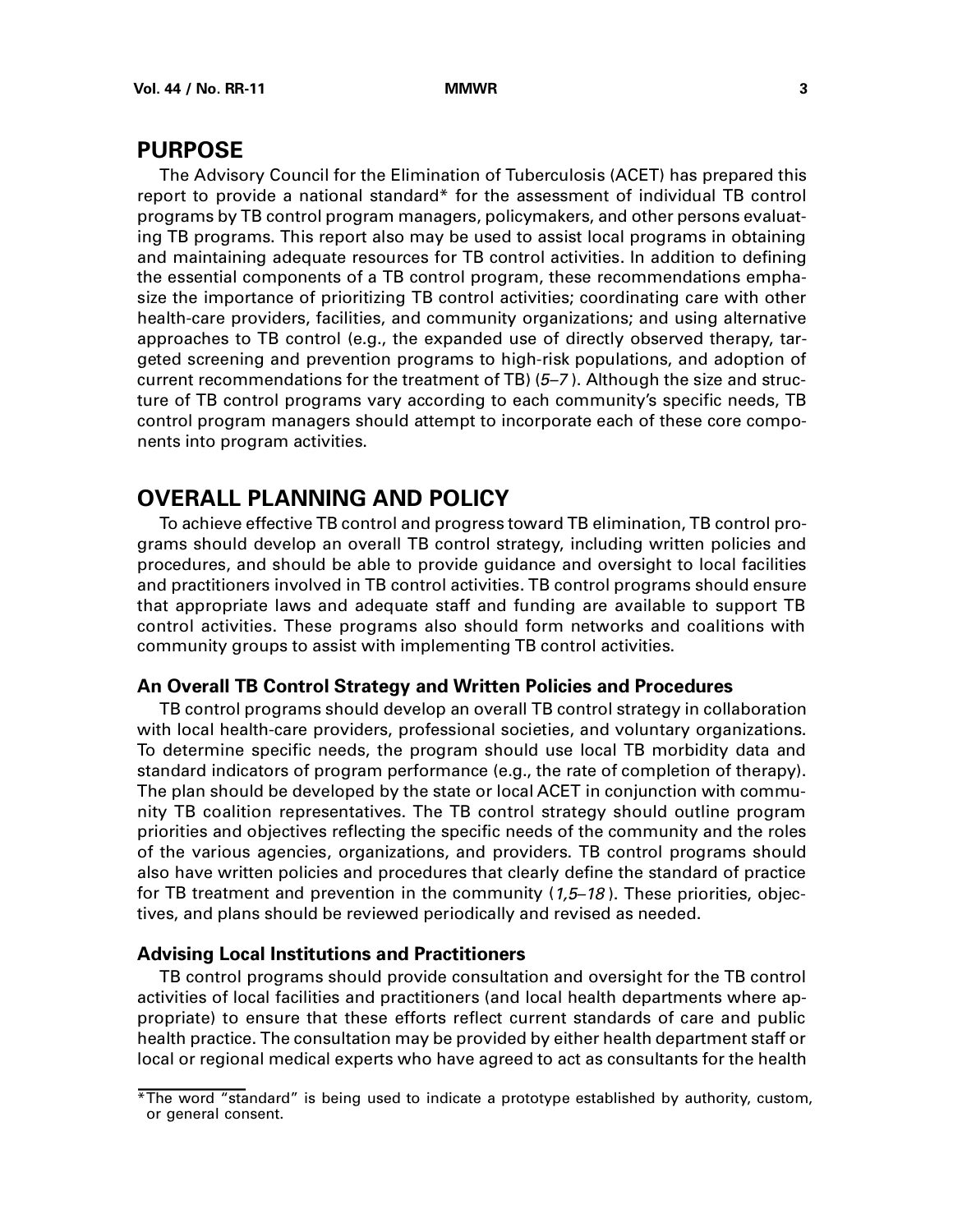## PURPOSE

The Advisory Council for the Elimination of Tuberculosis (ACET) has prepared this report to provide a national standard* for the assessment of individual TB control programs by TB control program managers, policymakers, and other persons evaluating TB programs. This report also may be used to assist local programs in obtaining and maintaining adequate resources for TB control activities. In addition to defining the essential components of a TB control program, these recommendations emphasize the importance of prioritizing TB control activities; coordinating care with other health-care providers, facilities, and community organizations; and using alternative approaches to TB control (e.g., the expanded use of directly observed therapy, targeted screening and prevention programs to high-risk populations, and adoption of current recommendations for the treatment of TB) (*5–7*). Although the size and structure of TB control programs vary according to each community's specific needs, TB control program managers should attempt to incorporate each of these core components into program activities.

## OVERALL PLANNING AND POLICY

To achieve effective TB control and progress toward TB elimination, TB control programs should develop an overall TB control strategy, including written policies and procedures, and should be able to provide guidance and oversight to local facilities and practitioners involved in TB control activities. TB control programs should ensure that appropriate laws and adequate staff and funding are available to support TB control activities. These programs also should form networks and coalitions with community groups to assist with implementing TB control activities.

### An Overall TB Control Strategy and Written Policies and Procedures

TB control programs should develop an overall TB control strategy in collaboration with local health-care providers, professional societies, and voluntary organizations. To determine specific needs, the program should use local TB morbidity data and standard indicators of program performance (e.g., the rate of completion of therapy). The plan should be developed by the state or local ACET in conjunction with community TB coalition representatives. The TB control strategy should outline program priorities and objectives reflecting the specific needs of the community and the roles of the various agencies, organizations, and providers. TB control programs should also have written policies and procedures that clearly define the standard of practice for TB treatment and prevention in the community (*1,5–18*). These priorities, objectives, and plans should be reviewed periodically and revised as needed.

### Advising Local Institutions and Practitioners

TB control programs should provide consultation and oversight for the TB control activities of local facilities and practitioners (and local health departments where appropriate) to ensure that these efforts reflect current standards of care and public health practice. The consultation may be provided by either health department staff or local or regional medical experts who have agreed to act as consultants for the health

---

*The word "standard" is being used to indicate a prototype established by authority, custom, or general consent.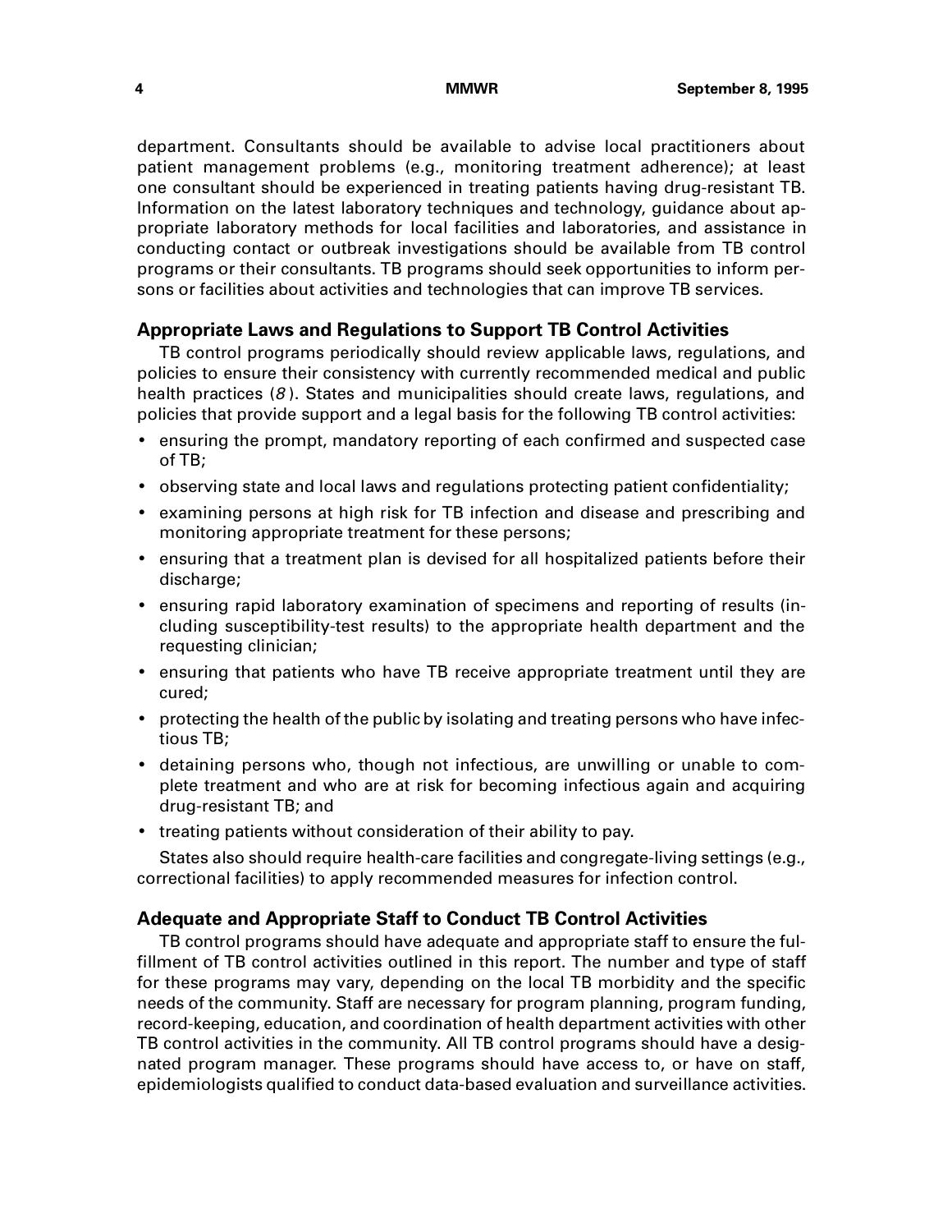department. Consultants should be available to advise local practitioners about patient management problems (e.g., monitoring treatment adherence); at least one consultant should be experienced in treating patients having drug-resistant TB. Information on the latest laboratory techniques and technology, guidance about appropriate laboratory methods for local facilities and laboratories, and assistance in conducting contact or outbreak investigations should be available from TB control programs or their consultants. TB programs should seek opportunities to inform persons or facilities about activities and technologies that can improve TB services.

### Appropriate Laws and Regulations to Support TB Control Activities

TB control programs periodically should review applicable laws, regulations, and policies to ensure their consistency with currently recommended medical and public health practices (*8*). States and municipalities should create laws, regulations, and policies that provide support and a legal basis for the following TB control activities:

- ensuring the prompt, mandatory reporting of each confirmed and suspected case of TB;
- observing state and local laws and regulations protecting patient confidentiality;
- examining persons at high risk for TB infection and disease and prescribing and monitoring appropriate treatment for these persons;
- ensuring that a treatment plan is devised for all hospitalized patients before their discharge;
- ensuring rapid laboratory examination of specimens and reporting of results (including susceptibility-test results) to the appropriate health department and the requesting clinician;
- ensuring that patients who have TB receive appropriate treatment until they are cured;
- protecting the health of the public by isolating and treating persons who have infectious TB;
- detaining persons who, though not infectious, are unwilling or unable to complete treatment and who are at risk for becoming infectious again and acquiring drug-resistant TB; and
- treating patients without consideration of their ability to pay.

States also should require health-care facilities and congregate-living settings (e.g., correctional facilities) to apply recommended measures for infection control.

### Adequate and Appropriate Staff to Conduct TB Control Activities

TB control programs should have adequate and appropriate staff to ensure the fulfillment of TB control activities outlined in this report. The number and type of staff for these programs may vary, depending on the local TB morbidity and the specific needs of the community. Staff are necessary for program planning, program funding, record-keeping, education, and coordination of health department activities with other TB control activities in the community. All TB control programs should have a designated program manager. These programs should have access to, or have on staff, epidemiologists qualified to conduct data-based evaluation and surveillance activities.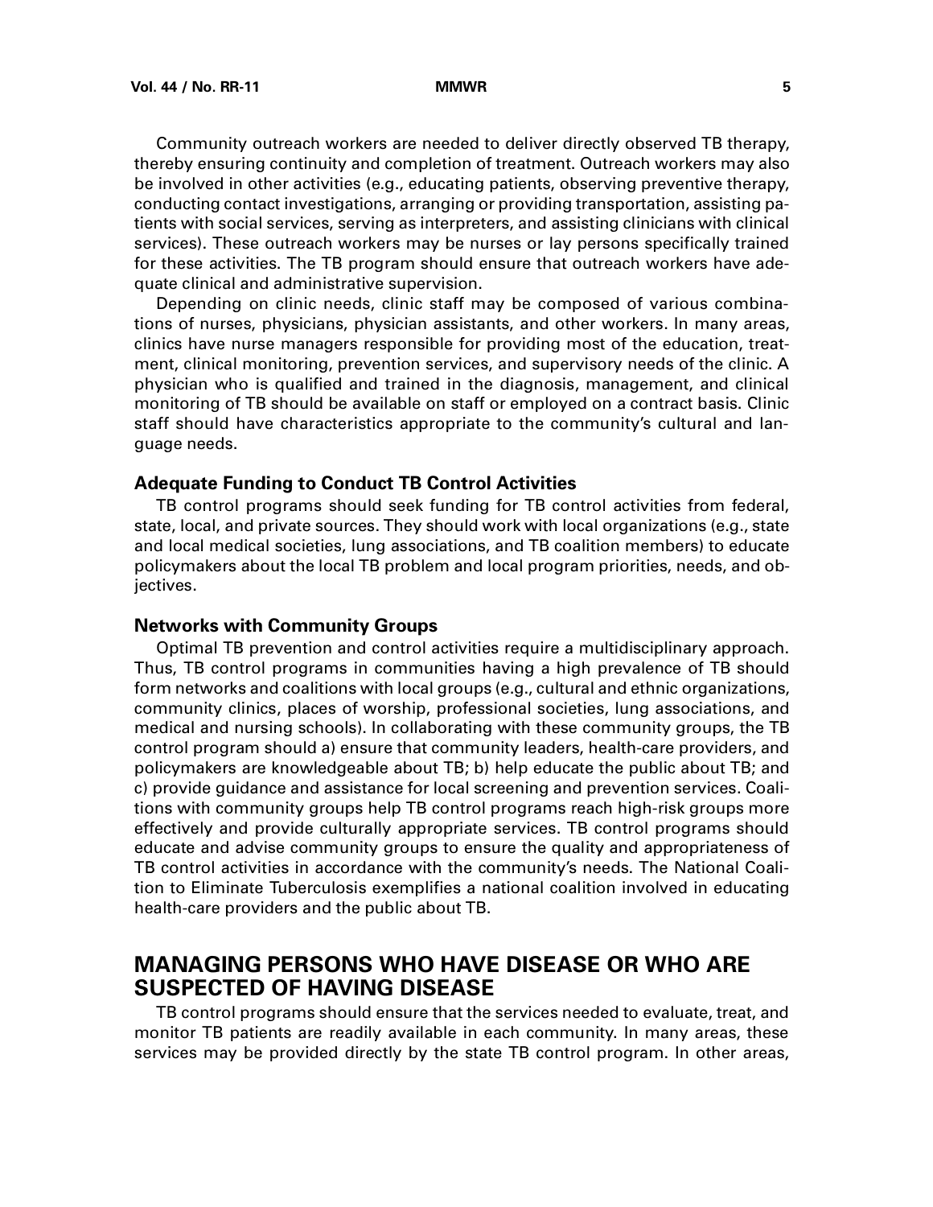Community outreach workers are needed to deliver directly observed TB therapy, thereby ensuring continuity and completion of treatment. Outreach workers may also be involved in other activities (e.g., educating patients, observing preventive therapy, conducting contact investigations, arranging or providing transportation, assisting patients with social services, serving as interpreters, and assisting clinicians with clinical services). These outreach workers may be nurses or lay persons specifically trained for these activities. The TB program should ensure that outreach workers have adequate clinical and administrative supervision.

Depending on clinic needs, clinic staff may be composed of various combinations of nurses, physicians, physician assistants, and other workers. In many areas, clinics have nurse managers responsible for providing most of the education, treatment, clinical monitoring, prevention services, and supervisory needs of the clinic. A physician who is qualified and trained in the diagnosis, management, and clinical monitoring of TB should be available on staff or employed on a contract basis. Clinic staff should have characteristics appropriate to the community's cultural and language needs.

### Adequate Funding to Conduct TB Control Activities

TB control programs should seek funding for TB control activities from federal, state, local, and private sources. They should work with local organizations (e.g., state and local medical societies, lung associations, and TB coalition members) to educate policymakers about the local TB problem and local program priorities, needs, and objectives.

### Networks with Community Groups

Optimal TB prevention and control activities require a multidisciplinary approach. Thus, TB control programs in communities having a high prevalence of TB should form networks and coalitions with local groups (e.g., cultural and ethnic organizations, community clinics, places of worship, professional societies, lung associations, and medical and nursing schools). In collaborating with these community groups, the TB control program should a) ensure that community leaders, health-care providers, and policymakers are knowledgeable about TB; b) help educate the public about TB; and c) provide guidance and assistance for local screening and prevention services. Coalitions with community groups help TB control programs reach high-risk groups more effectively and provide culturally appropriate services. TB control programs should educate and advise community groups to ensure the quality and appropriateness of TB control activities in accordance with the community's needs. The National Coalition to Eliminate Tuberculosis exemplifies a national coalition involved in educating health-care providers and the public about TB.

## MANAGING PERSONS WHO HAVE DISEASE OR WHO ARE SUSPECTED OF HAVING DISEASE

TB control programs should ensure that the services needed to evaluate, treat, and monitor TB patients are readily available in each community. In many areas, these services may be provided directly by the state TB control program. In other areas,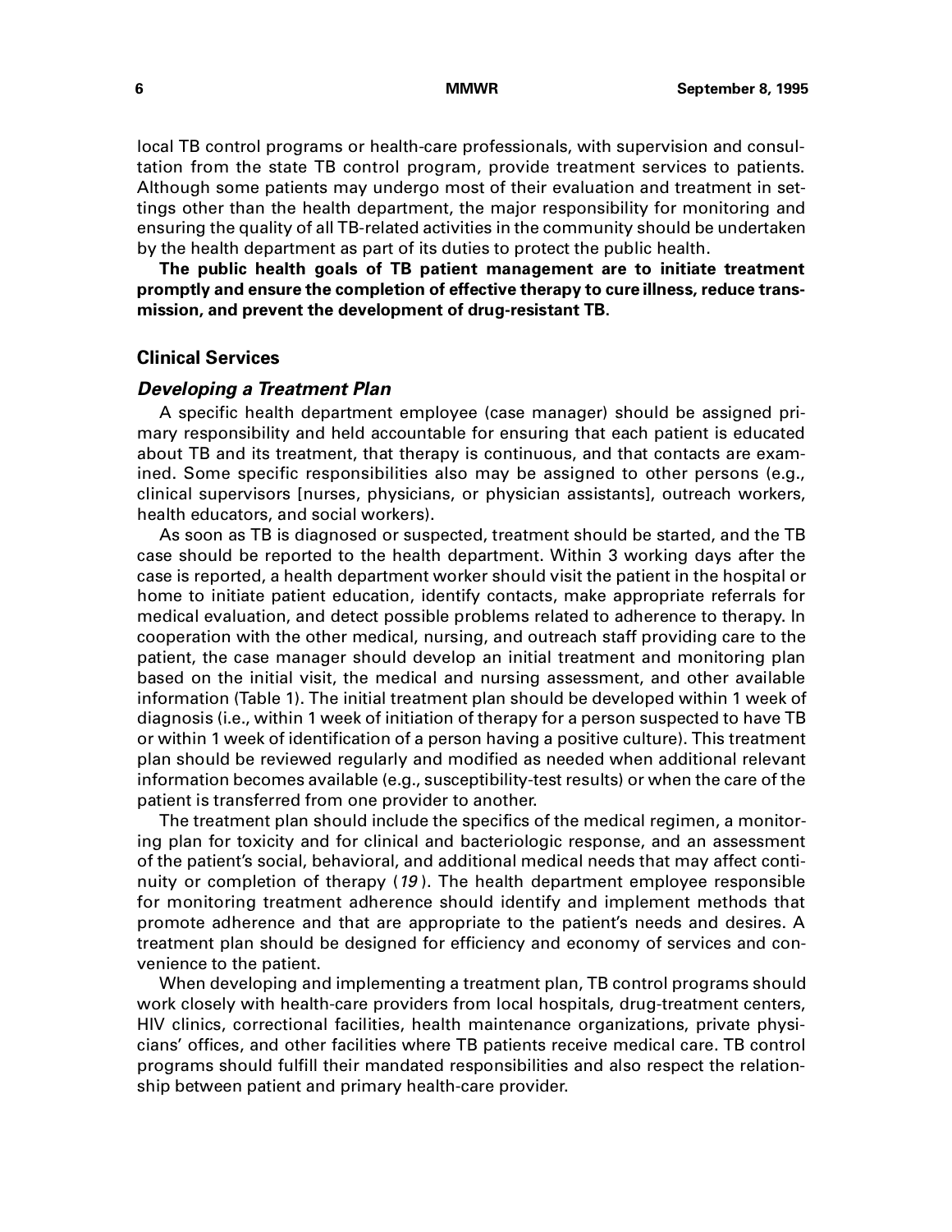local TB control programs or health-care professionals, with supervision and consultation from the state TB control program, provide treatment services to patients. Although some patients may undergo most of their evaluation and treatment in settings other than the health department, the major responsibility for monitoring and ensuring the quality of all TB-related activities in the community should be undertaken by the health department as part of its duties to protect the public health.

**The public health goals of TB patient management are to initiate treatment promptly and ensure the completion of effective therapy to cure illness, reduce transmission, and prevent the development of drug-resistant TB.**

## Clinical Services

### *Developing a Treatment Plan*

A specific health department employee (case manager) should be assigned primary responsibility and held accountable for ensuring that each patient is educated about TB and its treatment, that therapy is continuous, and that contacts are examined. Some specific responsibilities also may be assigned to other persons (e.g., clinical supervisors [nurses, physicians, or physician assistants], outreach workers, health educators, and social workers).

As soon as TB is diagnosed or suspected, treatment should be started, and the TB case should be reported to the health department. Within 3 working days after the case is reported, a health department worker should visit the patient in the hospital or home to initiate patient education, identify contacts, make appropriate referrals for medical evaluation, and detect possible problems related to adherence to therapy. In cooperation with the other medical, nursing, and outreach staff providing care to the patient, the case manager should develop an initial treatment and monitoring plan based on the initial visit, the medical and nursing assessment, and other available information (Table 1). The initial treatment plan should be developed within 1 week of diagnosis (i.e., within 1 week of initiation of therapy for a person suspected to have TB or within 1 week of identification of a person having a positive culture). This treatment plan should be reviewed regularly and modified as needed when additional relevant information becomes available (e.g., susceptibility-test results) or when the care of the patient is transferred from one provider to another.

The treatment plan should include the specifics of the medical regimen, a monitoring plan for toxicity and for clinical and bacteriologic response, and an assessment of the patient's social, behavioral, and additional medical needs that may affect continuity or completion of therapy (*19*). The health department employee responsible for monitoring treatment adherence should identify and implement methods that promote adherence and that are appropriate to the patient's needs and desires. A treatment plan should be designed for efficiency and economy of services and convenience to the patient.

When developing and implementing a treatment plan, TB control programs should work closely with health-care providers from local hospitals, drug-treatment centers, HIV clinics, correctional facilities, health maintenance organizations, private physicians' offices, and other facilities where TB patients receive medical care. TB control programs should fulfill their mandated responsibilities and also respect the relationship between patient and primary health-care provider.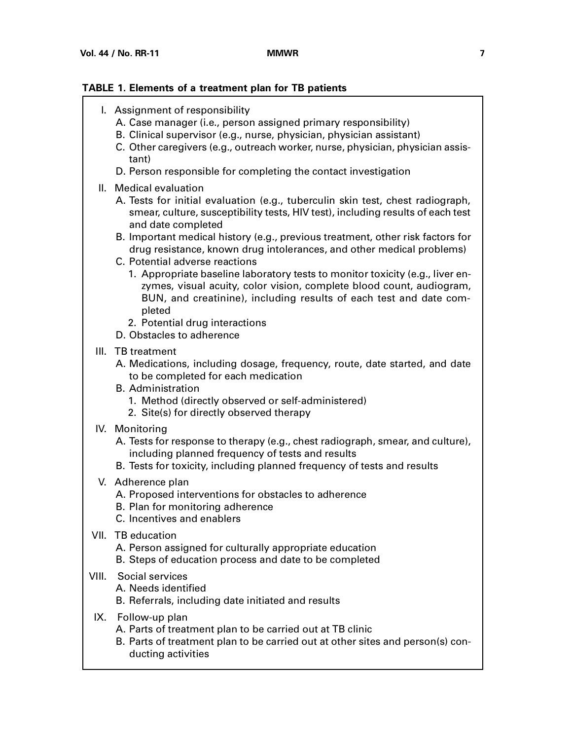**TABLE 1. Elements of a treatment plan for TB patients**

I. Assignment of responsibility
   - A. Case manager (i.e., person assigned primary responsibility)
   - B. Clinical supervisor (e.g., nurse, physician, physician assistant)
   - C. Other caregivers (e.g., outreach worker, nurse, physician, physician assistant)
   - D. Person responsible for completing the contact investigation

II. Medical evaluation
   - A. Tests for initial evaluation (e.g., tuberculin skin test, chest radiograph, smear, culture, susceptibility tests, HIV test), including results of each test and date completed
   - B. Important medical history (e.g., previous treatment, other risk factors for drug resistance, known drug intolerances, and other medical problems)
   - C. Potential adverse reactions
     1. Appropriate baseline laboratory tests to monitor toxicity (e.g., liver enzymes, visual acuity, color vision, complete blood count, audiogram, BUN, and creatinine), including results of each test and date completed
     2. Potential drug interactions
   - D. Obstacles to adherence

III. TB treatment
   - A. Medications, including dosage, frequency, route, date started, and date to be completed for each medication
   - B. Administration
     1. Method (directly observed or self-administered)
     2. Site(s) for directly observed therapy

IV. Monitoring
   - A. Tests for response to therapy (e.g., chest radiograph, smear, and culture), including planned frequency of tests and results
   - B. Tests for toxicity, including planned frequency of tests and results

V. Adherence plan
   - A. Proposed interventions for obstacles to adherence
   - B. Plan for monitoring adherence
   - C. Incentives and enablers

VII. TB education
   - A. Person assigned for culturally appropriate education
   - B. Steps of education process and date to be completed

VIII. Social services
   - A. Needs identified
   - B. Referrals, including date initiated and results

IX. Follow-up plan
   - A. Parts of treatment plan to be carried out at TB clinic
   - B. Parts of treatment plan to be carried out at other sites and person(s) conducting activities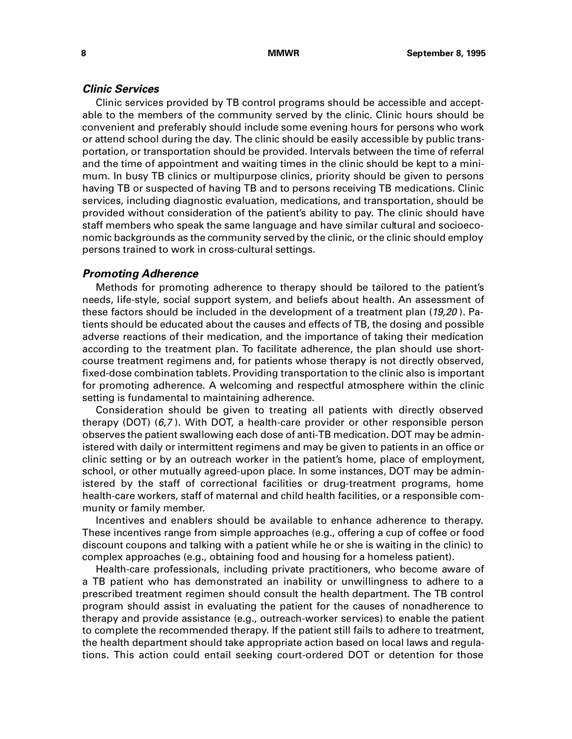### *Clinic Services*

Clinic services provided by TB control programs should be accessible and acceptable to the members of the community served by the clinic. Clinic hours should be convenient and preferably should include some evening hours for persons who work or attend school during the day. The clinic should be easily accessible by public transportation, or transportation should be provided. Intervals between the time of referral and the time of appointment and waiting times in the clinic should be kept to a minimum. In busy TB clinics or multipurpose clinics, priority should be given to persons having TB or suspected of having TB and to persons receiving TB medications. Clinic services, including diagnostic evaluation, medications, and transportation, should be provided without consideration of the patient's ability to pay. The clinic should have staff members who speak the same language and have similar cultural and socioeconomic backgrounds as the community served by the clinic, or the clinic should employ persons trained to work in cross-cultural settings.

### *Promoting Adherence*

Methods for promoting adherence to therapy should be tailored to the patient's needs, life-style, social support system, and beliefs about health. An assessment of these factors should be included in the development of a treatment plan (*19,20*). Patients should be educated about the causes and effects of TB, the dosing and possible adverse reactions of their medication, and the importance of taking their medication according to the treatment plan. To facilitate adherence, the plan should use short-course treatment regimens and, for patients whose therapy is not directly observed, fixed-dose combination tablets. Providing transportation to the clinic also is important for promoting adherence. A welcoming and respectful atmosphere within the clinic setting is fundamental to maintaining adherence.

Consideration should be given to treating all patients with directly observed therapy (DOT) (*6,7*). With DOT, a health-care provider or other responsible person observes the patient swallowing each dose of anti-TB medication. DOT may be administered with daily or intermittent regimens and may be given to patients in an office or clinic setting or by an outreach worker in the patient's home, place of employment, school, or other mutually agreed-upon place. In some instances, DOT may be administered by the staff of correctional facilities or drug-treatment programs, home health-care workers, staff of maternal and child health facilities, or a responsible community or family member.

Incentives and enablers should be available to enhance adherence to therapy. These incentives range from simple approaches (e.g., offering a cup of coffee or food discount coupons and talking with a patient while he or she is waiting in the clinic) to complex approaches (e.g., obtaining food and housing for a homeless patient).

Health-care professionals, including private practitioners, who become aware of a TB patient who has demonstrated an inability or unwillingness to adhere to a prescribed treatment regimen should consult the health department. The TB control program should assist in evaluating the patient for the causes of nonadherence to therapy and provide assistance (e.g., outreach-worker services) to enable the patient to complete the recommended therapy. If the patient still fails to adhere to treatment, the health department should take appropriate action based on local laws and regulations. This action could entail seeking court-ordered DOT or detention for those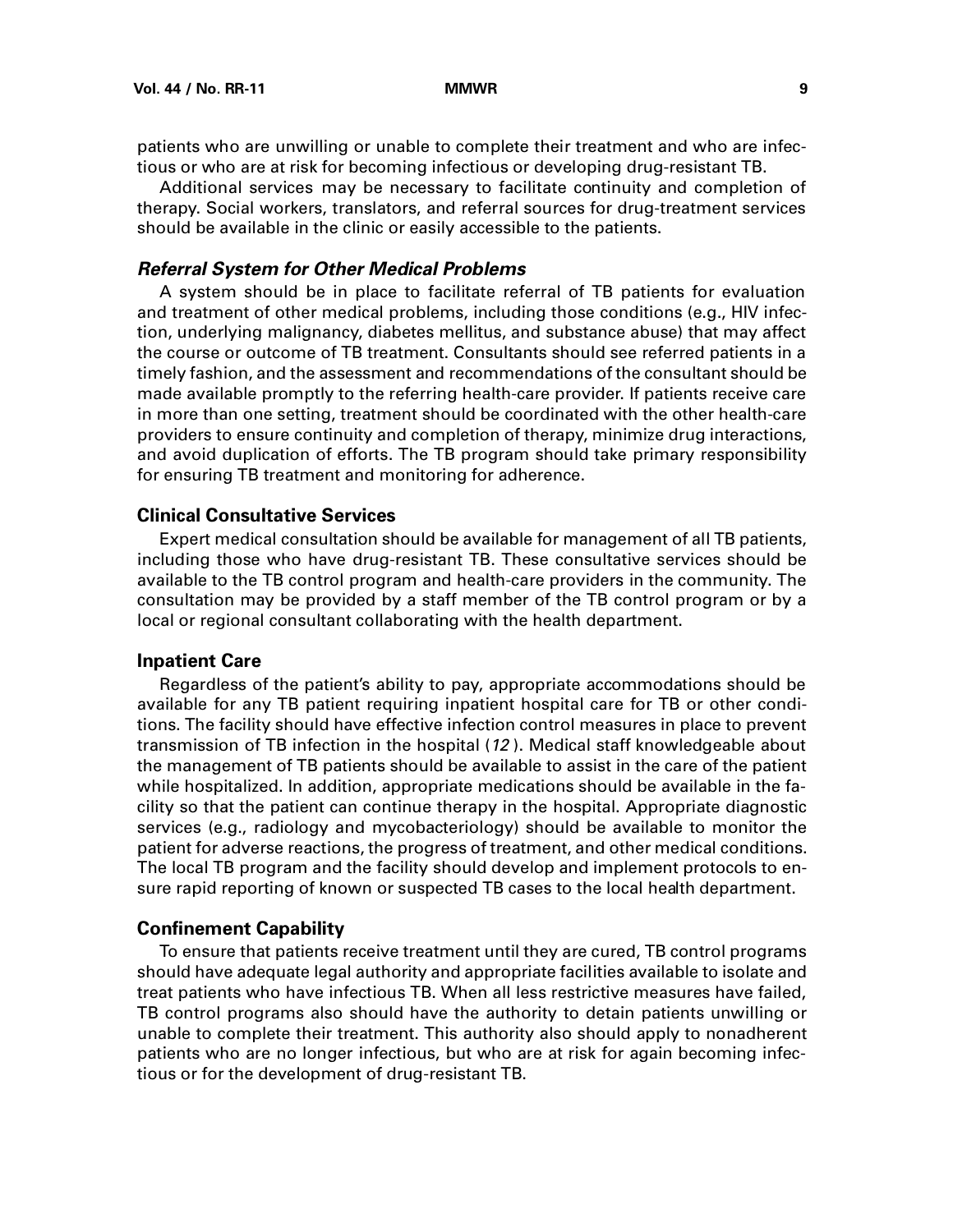patients who are unwilling or unable to complete their treatment and who are infectious or who are at risk for becoming infectious or developing drug-resistant TB.

Additional services may be necessary to facilitate continuity and completion of therapy. Social workers, translators, and referral sources for drug-treatment services should be available in the clinic or easily accessible to the patients.

#### *Referral System for Other Medical Problems*

A system should be in place to facilitate referral of TB patients for evaluation and treatment of other medical problems, including those conditions (e.g., HIV infection, underlying malignancy, diabetes mellitus, and substance abuse) that may affect the course or outcome of TB treatment. Consultants should see referred patients in a timely fashion, and the assessment and recommendations of the consultant should be made available promptly to the referring health-care provider. If patients receive care in more than one setting, treatment should be coordinated with the other health-care providers to ensure continuity and completion of therapy, minimize drug interactions, and avoid duplication of efforts. The TB program should take primary responsibility for ensuring TB treatment and monitoring for adherence.

### Clinical Consultative Services

Expert medical consultation should be available for management of all TB patients, including those who have drug-resistant TB. These consultative services should be available to the TB control program and health-care providers in the community. The consultation may be provided by a staff member of the TB control program or by a local or regional consultant collaborating with the health department.

### Inpatient Care

Regardless of the patient's ability to pay, appropriate accommodations should be available for any TB patient requiring inpatient hospital care for TB or other conditions. The facility should have effective infection control measures in place to prevent transmission of TB infection in the hospital (*12*). Medical staff knowledgeable about the management of TB patients should be available to assist in the care of the patient while hospitalized. In addition, appropriate medications should be available in the facility so that the patient can continue therapy in the hospital. Appropriate diagnostic services (e.g., radiology and mycobacteriology) should be available to monitor the patient for adverse reactions, the progress of treatment, and other medical conditions. The local TB program and the facility should develop and implement protocols to ensure rapid reporting of known or suspected TB cases to the local health department.

### Confinement Capability

To ensure that patients receive treatment until they are cured, TB control programs should have adequate legal authority and appropriate facilities available to isolate and treat patients who have infectious TB. When all less restrictive measures have failed, TB control programs also should have the authority to detain patients unwilling or unable to complete their treatment. This authority also should apply to nonadherent patients who are no longer infectious, but who are at risk for again becoming infectious or for the development of drug-resistant TB.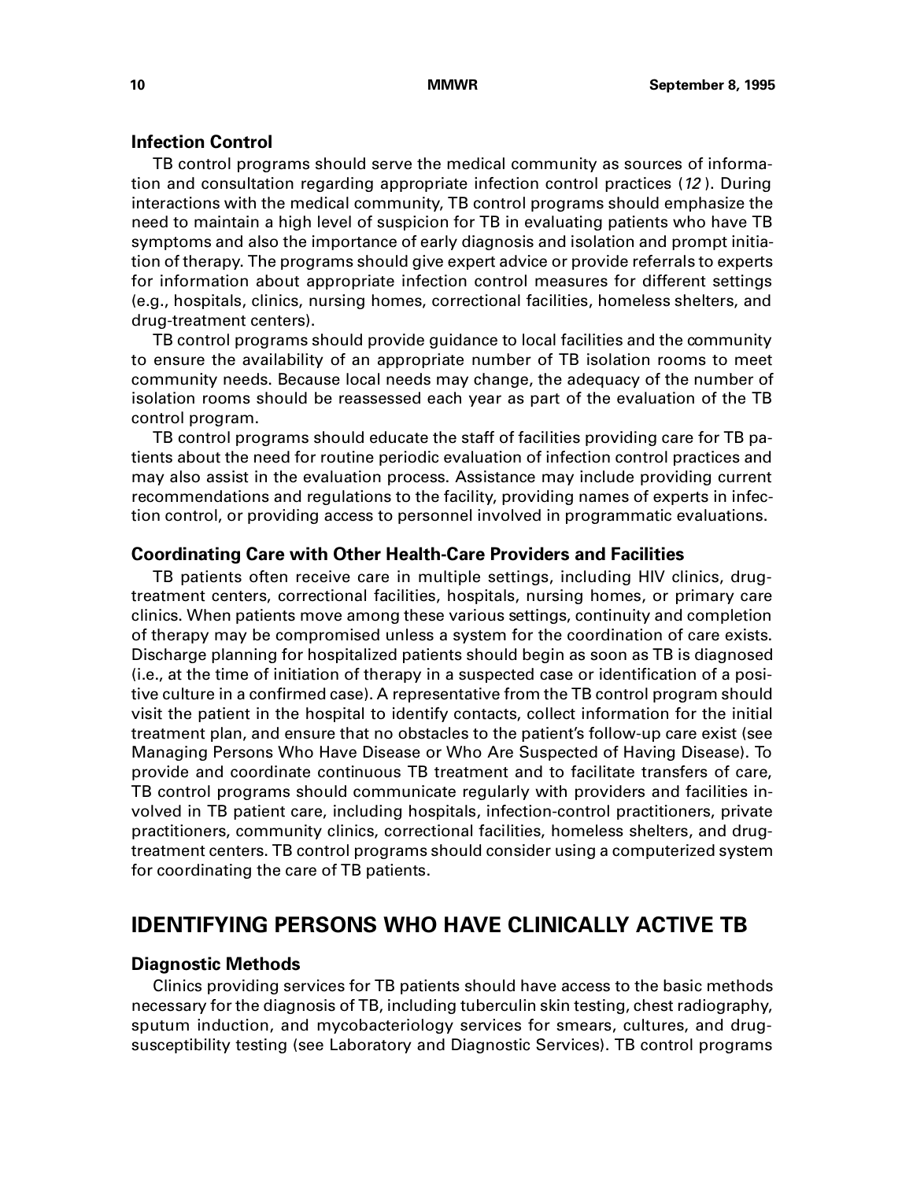### Infection Control

TB control programs should serve the medical community as sources of information and consultation regarding appropriate infection control practices (*12*). During interactions with the medical community, TB control programs should emphasize the need to maintain a high level of suspicion for TB in evaluating patients who have TB symptoms and also the importance of early diagnosis and isolation and prompt initiation of therapy. The programs should give expert advice or provide referrals to experts for information about appropriate infection control measures for different settings (e.g., hospitals, clinics, nursing homes, correctional facilities, homeless shelters, and drug-treatment centers).

TB control programs should provide guidance to local facilities and the community to ensure the availability of an appropriate number of TB isolation rooms to meet community needs. Because local needs may change, the adequacy of the number of isolation rooms should be reassessed each year as part of the evaluation of the TB control program.

TB control programs should educate the staff of facilities providing care for TB patients about the need for routine periodic evaluation of infection control practices and may also assist in the evaluation process. Assistance may include providing current recommendations and regulations to the facility, providing names of experts in infection control, or providing access to personnel involved in programmatic evaluations.

### Coordinating Care with Other Health-Care Providers and Facilities

TB patients often receive care in multiple settings, including HIV clinics, drug-treatment centers, correctional facilities, hospitals, nursing homes, or primary care clinics. When patients move among these various settings, continuity and completion of therapy may be compromised unless a system for the coordination of care exists. Discharge planning for hospitalized patients should begin as soon as TB is diagnosed (i.e., at the time of initiation of therapy in a suspected case or identification of a positive culture in a confirmed case). A representative from the TB control program should visit the patient in the hospital to identify contacts, collect information for the initial treatment plan, and ensure that no obstacles to the patient's follow-up care exist (see Managing Persons Who Have Disease or Who Are Suspected of Having Disease). To provide and coordinate continuous TB treatment and to facilitate transfers of care, TB control programs should communicate regularly with providers and facilities involved in TB patient care, including hospitals, infection-control practitioners, private practitioners, community clinics, correctional facilities, homeless shelters, and drug-treatment centers. TB control programs should consider using a computerized system for coordinating the care of TB patients.

## IDENTIFYING PERSONS WHO HAVE CLINICALLY ACTIVE TB

### Diagnostic Methods

Clinics providing services for TB patients should have access to the basic methods necessary for the diagnosis of TB, including tuberculin skin testing, chest radiography, sputum induction, and mycobacteriology services for smears, cultures, and drug-susceptibility testing (see Laboratory and Diagnostic Services). TB control programs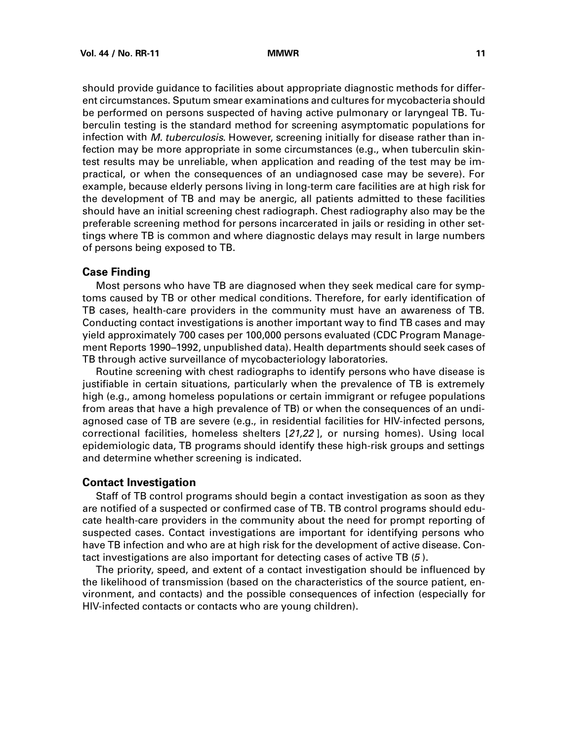should provide guidance to facilities about appropriate diagnostic methods for different circumstances. Sputum smear examinations and cultures for mycobacteria should be performed on persons suspected of having active pulmonary or laryngeal TB. Tuberculin testing is the standard method for screening asymptomatic populations for infection with *M. tuberculosis*. However, screening initially for disease rather than infection may be more appropriate in some circumstances (e.g., when tuberculin skin-test results may be unreliable, when application and reading of the test may be impractical, or when the consequences of an undiagnosed case may be severe). For example, because elderly persons living in long-term care facilities are at high risk for the development of TB and may be anergic, all patients admitted to these facilities should have an initial screening chest radiograph. Chest radiography also may be the preferable screening method for persons incarcerated in jails or residing in other settings where TB is common and where diagnostic delays may result in large numbers of persons being exposed to TB.

### Case Finding

Most persons who have TB are diagnosed when they seek medical care for symptoms caused by TB or other medical conditions. Therefore, for early identification of TB cases, health-care providers in the community must have an awareness of TB. Conducting contact investigations is another important way to find TB cases and may yield approximately 700 cases per 100,000 persons evaluated (CDC Program Management Reports 1990–1992, unpublished data). Health departments should seek cases of TB through active surveillance of mycobacteriology laboratories.

Routine screening with chest radiographs to identify persons who have disease is justifiable in certain situations, particularly when the prevalence of TB is extremely high (e.g., among homeless populations or certain immigrant or refugee populations from areas that have a high prevalence of TB) or when the consequences of an undiagnosed case of TB are severe (e.g., in residential facilities for HIV-infected persons, correctional facilities, homeless shelters [*21,22* ], or nursing homes). Using local epidemiologic data, TB programs should identify these high-risk groups and settings and determine whether screening is indicated.

### Contact Investigation

Staff of TB control programs should begin a contact investigation as soon as they are notified of a suspected or confirmed case of TB. TB control programs should educate health-care providers in the community about the need for prompt reporting of suspected cases. Contact investigations are important for identifying persons who have TB infection and who are at high risk for the development of active disease. Contact investigations are also important for detecting cases of active TB (*5* ).

The priority, speed, and extent of a contact investigation should be influenced by the likelihood of transmission (based on the characteristics of the source patient, environment, and contacts) and the possible consequences of infection (especially for HIV-infected contacts or contacts who are young children).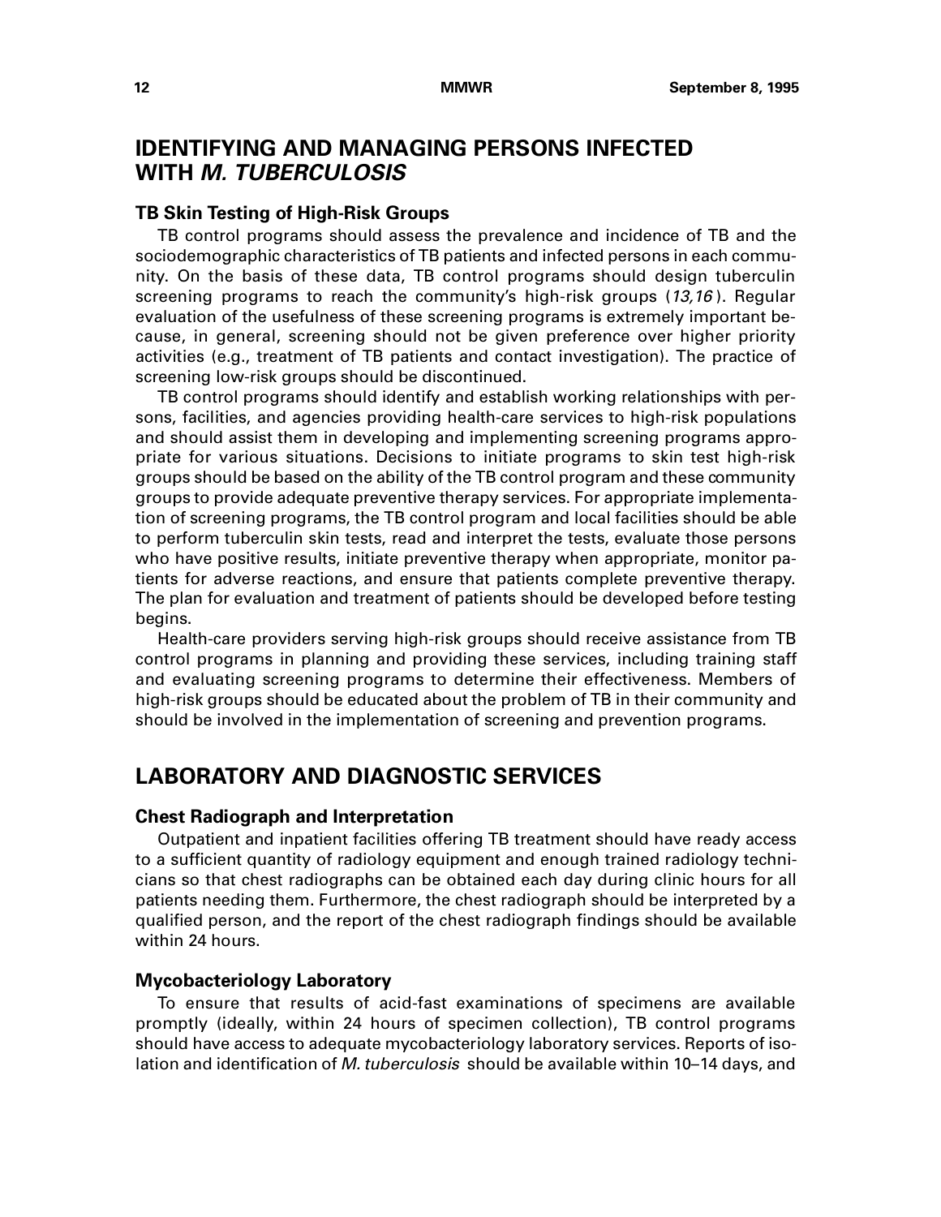## IDENTIFYING AND MANAGING PERSONS INFECTED WITH *M. TUBERCULOSIS*

### TB Skin Testing of High-Risk Groups

TB control programs should assess the prevalence and incidence of TB and the sociodemographic characteristics of TB patients and infected persons in each community. On the basis of these data, TB control programs should design tuberculin screening programs to reach the community's high-risk groups (*13,16*). Regular evaluation of the usefulness of these screening programs is extremely important because, in general, screening should not be given preference over higher priority activities (e.g., treatment of TB patients and contact investigation). The practice of screening low-risk groups should be discontinued.

TB control programs should identify and establish working relationships with persons, facilities, and agencies providing health-care services to high-risk populations and should assist them in developing and implementing screening programs appropriate for various situations. Decisions to initiate programs to skin test high-risk groups should be based on the ability of the TB control program and these community groups to provide adequate preventive therapy services. For appropriate implementation of screening programs, the TB control program and local facilities should be able to perform tuberculin skin tests, read and interpret the tests, evaluate those persons who have positive results, initiate preventive therapy when appropriate, monitor patients for adverse reactions, and ensure that patients complete preventive therapy. The plan for evaluation and treatment of patients should be developed before testing begins.

Health-care providers serving high-risk groups should receive assistance from TB control programs in planning and providing these services, including training staff and evaluating screening programs to determine their effectiveness. Members of high-risk groups should be educated about the problem of TB in their community and should be involved in the implementation of screening and prevention programs.

## LABORATORY AND DIAGNOSTIC SERVICES

### Chest Radiograph and Interpretation

Outpatient and inpatient facilities offering TB treatment should have ready access to a sufficient quantity of radiology equipment and enough trained radiology technicians so that chest radiographs can be obtained each day during clinic hours for all patients needing them. Furthermore, the chest radiograph should be interpreted by a qualified person, and the report of the chest radiograph findings should be available within 24 hours.

### Mycobacteriology Laboratory

To ensure that results of acid-fast examinations of specimens are available promptly (ideally, within 24 hours of specimen collection), TB control programs should have access to adequate mycobacteriology laboratory services. Reports of isolation and identification of *M. tuberculosis* should be available within 10–14 days, and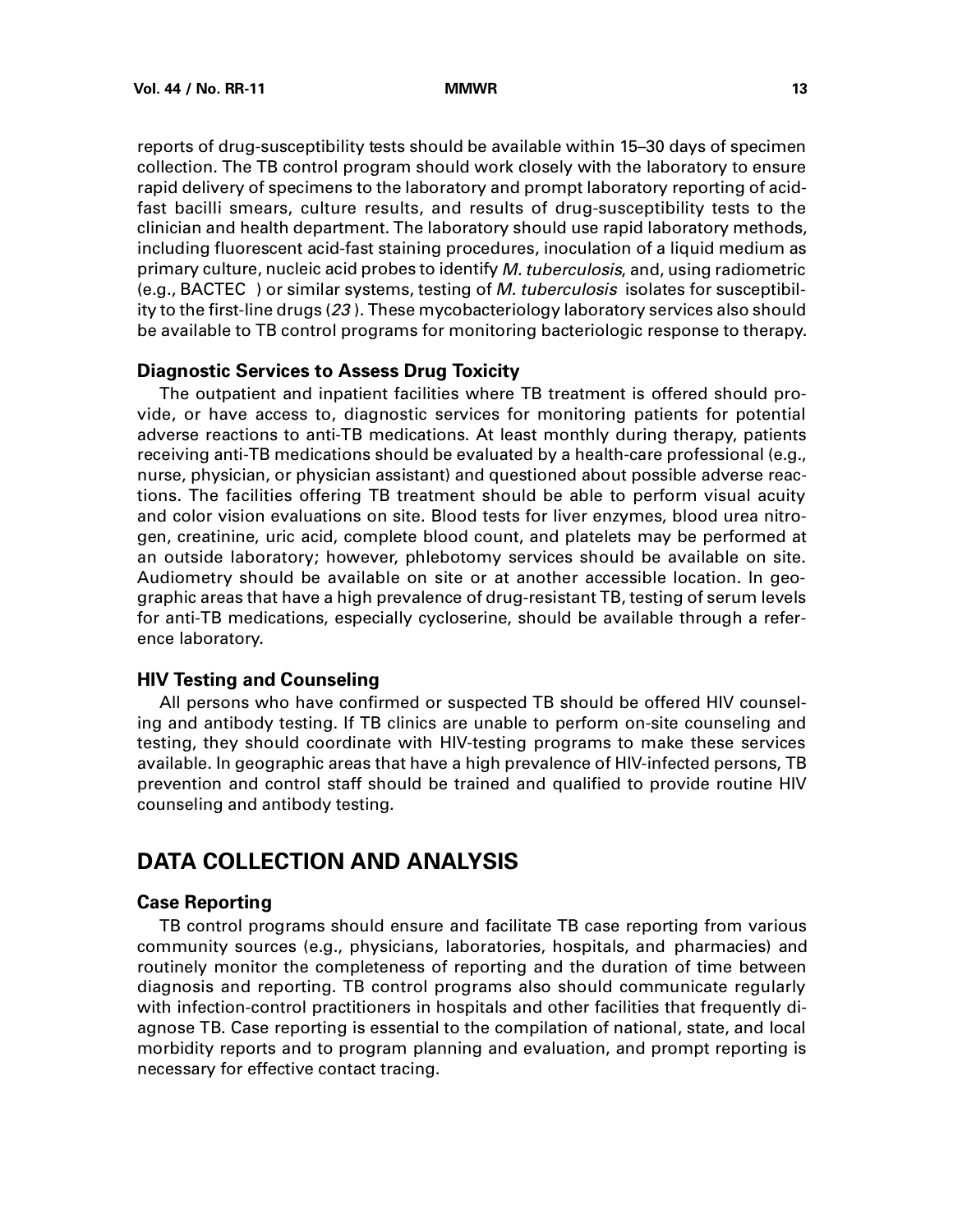reports of drug-susceptibility tests should be available within 15–30 days of specimen collection. The TB control program should work closely with the laboratory to ensure rapid delivery of specimens to the laboratory and prompt laboratory reporting of acid-fast bacilli smears, culture results, and results of drug-susceptibility tests to the clinician and health department. The laboratory should use rapid laboratory methods, including fluorescent acid-fast staining procedures, inoculation of a liquid medium as primary culture, nucleic acid probes to identify *M. tuberculosis*, and, using radiometric (e.g., BACTEC ) or similar systems, testing of *M. tuberculosis* isolates for susceptibility to the first-line drugs (*23*). These mycobacteriology laboratory services also should be available to TB control programs for monitoring bacteriologic response to therapy.

### Diagnostic Services to Assess Drug Toxicity

The outpatient and inpatient facilities where TB treatment is offered should provide, or have access to, diagnostic services for monitoring patients for potential adverse reactions to anti-TB medications. At least monthly during therapy, patients receiving anti-TB medications should be evaluated by a health-care professional (e.g., nurse, physician, or physician assistant) and questioned about possible adverse reactions. The facilities offering TB treatment should be able to perform visual acuity and color vision evaluations on site. Blood tests for liver enzymes, blood urea nitrogen, creatinine, uric acid, complete blood count, and platelets may be performed at an outside laboratory; however, phlebotomy services should be available on site. Audiometry should be available on site or at another accessible location. In geographic areas that have a high prevalence of drug-resistant TB, testing of serum levels for anti-TB medications, especially cycloserine, should be available through a reference laboratory.

### HIV Testing and Counseling

All persons who have confirmed or suspected TB should be offered HIV counseling and antibody testing. If TB clinics are unable to perform on-site counseling and testing, they should coordinate with HIV-testing programs to make these services available. In geographic areas that have a high prevalence of HIV-infected persons, TB prevention and control staff should be trained and qualified to provide routine HIV counseling and antibody testing.

## DATA COLLECTION AND ANALYSIS

### Case Reporting

TB control programs should ensure and facilitate TB case reporting from various community sources (e.g., physicians, laboratories, hospitals, and pharmacies) and routinely monitor the completeness of reporting and the duration of time between diagnosis and reporting. TB control programs also should communicate regularly with infection-control practitioners in hospitals and other facilities that frequently diagnose TB. Case reporting is essential to the compilation of national, state, and local morbidity reports and to program planning and evaluation, and prompt reporting is necessary for effective contact tracing.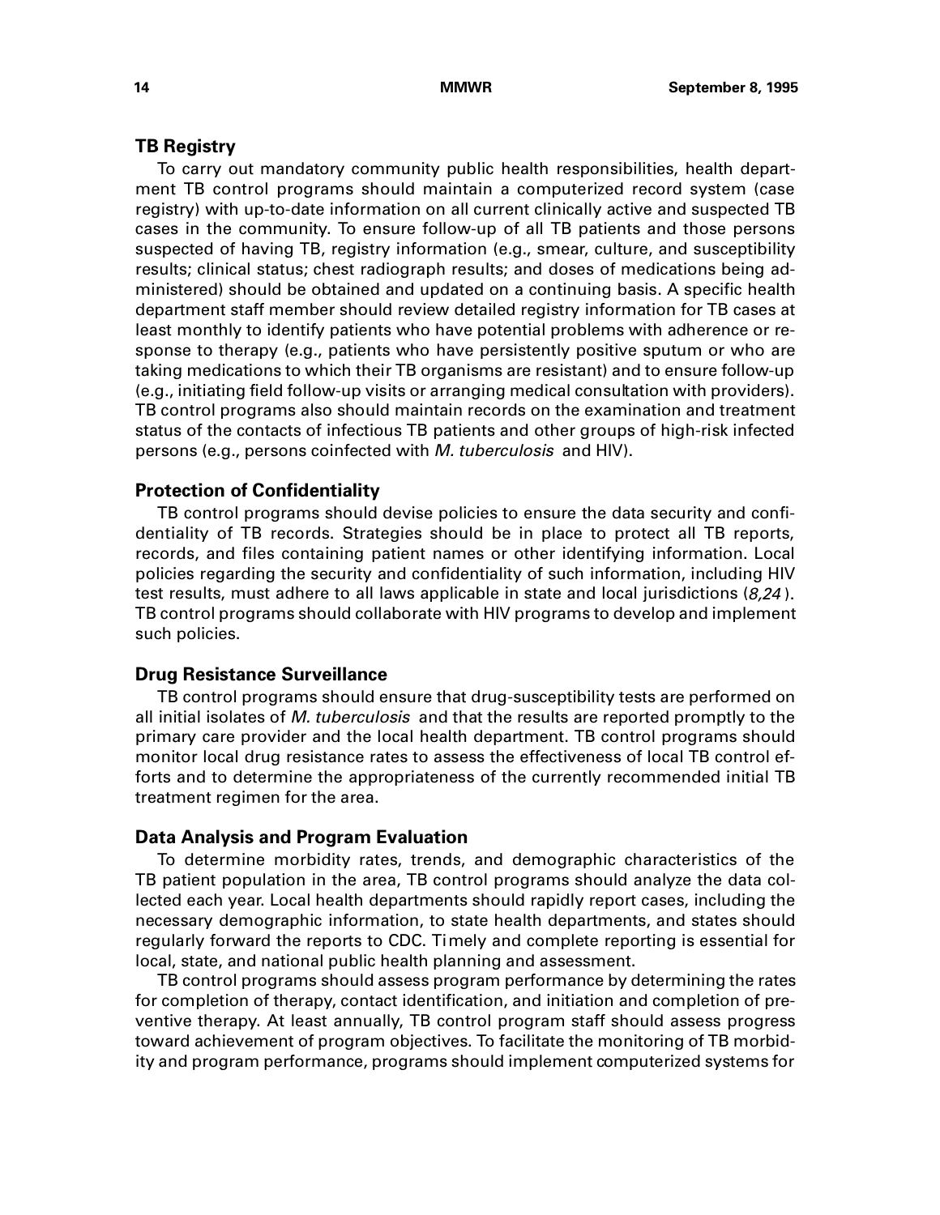### TB Registry

To carry out mandatory community public health responsibilities, health department TB control programs should maintain a computerized record system (case registry) with up-to-date information on all current clinically active and suspected TB cases in the community. To ensure follow-up of all TB patients and those persons suspected of having TB, registry information (e.g., smear, culture, and susceptibility results; clinical status; chest radiograph results; and doses of medications being administered) should be obtained and updated on a continuing basis. A specific health department staff member should review detailed registry information for TB cases at least monthly to identify patients who have potential problems with adherence or response to therapy (e.g., patients who have persistently positive sputum or who are taking medications to which their TB organisms are resistant) and to ensure follow-up (e.g., initiating field follow-up visits or arranging medical consultation with providers). TB control programs also should maintain records on the examination and treatment status of the contacts of infectious TB patients and other groups of high-risk infected persons (e.g., persons coinfected with *M. tuberculosis* and HIV).

### Protection of Confidentiality

TB control programs should devise policies to ensure the data security and confidentiality of TB records. Strategies should be in place to protect all TB reports, records, and files containing patient names or other identifying information. Local policies regarding the security and confidentiality of such information, including HIV test results, must adhere to all laws applicable in state and local jurisdictions (*8,24*). TB control programs should collaborate with HIV programs to develop and implement such policies.

### Drug Resistance Surveillance

TB control programs should ensure that drug-susceptibility tests are performed on all initial isolates of *M. tuberculosis* and that the results are reported promptly to the primary care provider and the local health department. TB control programs should monitor local drug resistance rates to assess the effectiveness of local TB control efforts and to determine the appropriateness of the currently recommended initial TB treatment regimen for the area.

### Data Analysis and Program Evaluation

To determine morbidity rates, trends, and demographic characteristics of the TB patient population in the area, TB control programs should analyze the data collected each year. Local health departments should rapidly report cases, including the necessary demographic information, to state health departments, and states should regularly forward the reports to CDC. Timely and complete reporting is essential for local, state, and national public health planning and assessment.

TB control programs should assess program performance by determining the rates for completion of therapy, contact identification, and initiation and completion of preventive therapy. At least annually, TB control program staff should assess progress toward achievement of program objectives. To facilitate the monitoring of TB morbidity and program performance, programs should implement computerized systems for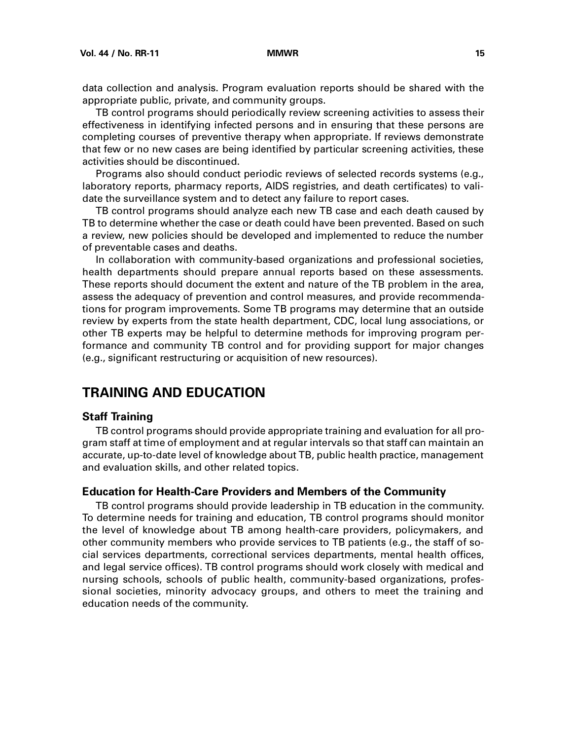data collection and analysis. Program evaluation reports should be shared with the appropriate public, private, and community groups.

TB control programs should periodically review screening activities to assess their effectiveness in identifying infected persons and in ensuring that these persons are completing courses of preventive therapy when appropriate. If reviews demonstrate that few or no new cases are being identified by particular screening activities, these activities should be discontinued.

Programs also should conduct periodic reviews of selected records systems (e.g., laboratory reports, pharmacy reports, AIDS registries, and death certificates) to validate the surveillance system and to detect any failure to report cases.

TB control programs should analyze each new TB case and each death caused by TB to determine whether the case or death could have been prevented. Based on such a review, new policies should be developed and implemented to reduce the number of preventable cases and deaths.

In collaboration with community-based organizations and professional societies, health departments should prepare annual reports based on these assessments. These reports should document the extent and nature of the TB problem in the area, assess the adequacy of prevention and control measures, and provide recommendations for program improvements. Some TB programs may determine that an outside review by experts from the state health department, CDC, local lung associations, or other TB experts may be helpful to determine methods for improving program performance and community TB control and for providing support for major changes (e.g., significant restructuring or acquisition of new resources).

## TRAINING AND EDUCATION

### Staff Training

TB control programs should provide appropriate training and evaluation for all program staff at time of employment and at regular intervals so that staff can maintain an accurate, up-to-date level of knowledge about TB, public health practice, management and evaluation skills, and other related topics.

### Education for Health-Care Providers and Members of the Community

TB control programs should provide leadership in TB education in the community. To determine needs for training and education, TB control programs should monitor the level of knowledge about TB among health-care providers, policymakers, and other community members who provide services to TB patients (e.g., the staff of social services departments, correctional services departments, mental health offices, and legal service offices). TB control programs should work closely with medical and nursing schools, schools of public health, community-based organizations, professional societies, minority advocacy groups, and others to meet the training and education needs of the community.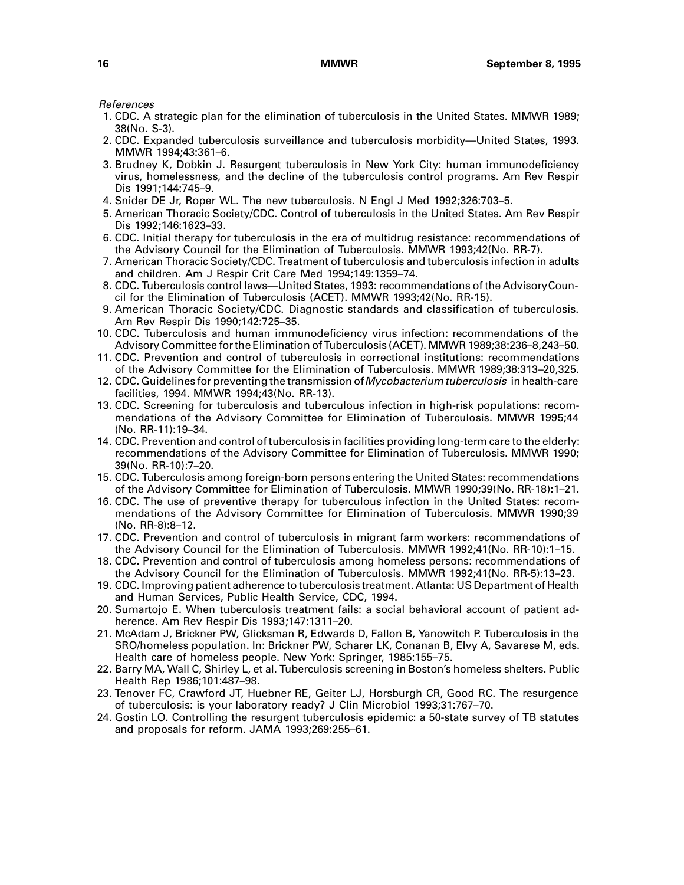*References*

1. CDC. A strategic plan for the elimination of tuberculosis in the United States. MMWR 1989; 38(No. S-3).
2. CDC. Expanded tuberculosis surveillance and tuberculosis morbidity—United States, 1993. MMWR 1994;43:361–6.
3. Brudney K, Dobkin J. Resurgent tuberculosis in New York City: human immunodeficiency virus, homelessness, and the decline of the tuberculosis control programs. Am Rev Respir Dis 1991;144:745–9.
4. Snider DE Jr, Roper WL. The new tuberculosis. N Engl J Med 1992;326:703–5.
5. American Thoracic Society/CDC. Control of tuberculosis in the United States. Am Rev Respir Dis 1992;146:1623–33.
6. CDC. Initial therapy for tuberculosis in the era of multidrug resistance: recommendations of the Advisory Council for the Elimination of Tuberculosis. MMWR 1993;42(No. RR-7).
7. American Thoracic Society/CDC. Treatment of tuberculosis and tuberculosis infection in adults and children. Am J Respir Crit Care Med 1994;149:1359–74.
8. CDC. Tuberculosis control laws—United States, 1993: recommendations of the Advisory Council for the Elimination of Tuberculosis (ACET). MMWR 1993;42(No. RR-15).
9. American Thoracic Society/CDC. Diagnostic standards and classification of tuberculosis. Am Rev Respir Dis 1990;142:725–35.
10. CDC. Tuberculosis and human immunodeficiency virus infection: recommendations of the Advisory Committee for the Elimination of Tuberculosis (ACET). MMWR 1989;38:236–8,243–50.
11. CDC. Prevention and control of tuberculosis in correctional institutions: recommendations of the Advisory Committee for the Elimination of Tuberculosis. MMWR 1989;38:313–20,325.
12. CDC. Guidelines for preventing the transmission of *Mycobacterium tuberculosis* in health-care facilities, 1994. MMWR 1994;43(No. RR-13).
13. CDC. Screening for tuberculosis and tuberculous infection in high-risk populations: recommendations of the Advisory Committee for Elimination of Tuberculosis. MMWR 1995;44 (No. RR-11):19–34.
14. CDC. Prevention and control of tuberculosis in facilities providing long-term care to the elderly: recommendations of the Advisory Committee for Elimination of Tuberculosis. MMWR 1990; 39(No. RR-10):7–20.
15. CDC. Tuberculosis among foreign-born persons entering the United States: recommendations of the Advisory Committee for Elimination of Tuberculosis. MMWR 1990;39(No. RR-18):1–21.
16. CDC. The use of preventive therapy for tuberculous infection in the United States: recommendations of the Advisory Committee for Elimination of Tuberculosis. MMWR 1990;39 (No. RR-8):8–12.
17. CDC. Prevention and control of tuberculosis in migrant farm workers: recommendations of the Advisory Council for the Elimination of Tuberculosis. MMWR 1992;41(No. RR-10):1–15.
18. CDC. Prevention and control of tuberculosis among homeless persons: recommendations of the Advisory Council for the Elimination of Tuberculosis. MMWR 1992;41(No. RR-5):13–23.
19. CDC. Improving patient adherence to tuberculosis treatment. Atlanta: US Department of Health and Human Services, Public Health Service, CDC, 1994.
20. Sumartojo E. When tuberculosis treatment fails: a social behavioral account of patient adherence. Am Rev Respir Dis 1993;147:1311–20.
21. McAdam J, Brickner PW, Glicksman R, Edwards D, Fallon B, Yanowitch P. Tuberculosis in the SRO/homeless population. In: Brickner PW, Scharer LK, Conanan B, Elvy A, Savarese M, eds. Health care of homeless people. New York: Springer, 1985:155–75.
22. Barry MA, Wall C, Shirley L, et al. Tuberculosis screening in Boston's homeless shelters. Public Health Rep 1986;101:487–98.
23. Tenover FC, Crawford JT, Huebner RE, Geiter LJ, Horsburgh CR, Good RC. The resurgence of tuberculosis: is your laboratory ready? J Clin Microbiol 1993;31:767–70.
24. Gostin LO. Controlling the resurgent tuberculosis epidemic: a 50-state survey of TB statutes and proposals for reform. JAMA 1993;269:255–61.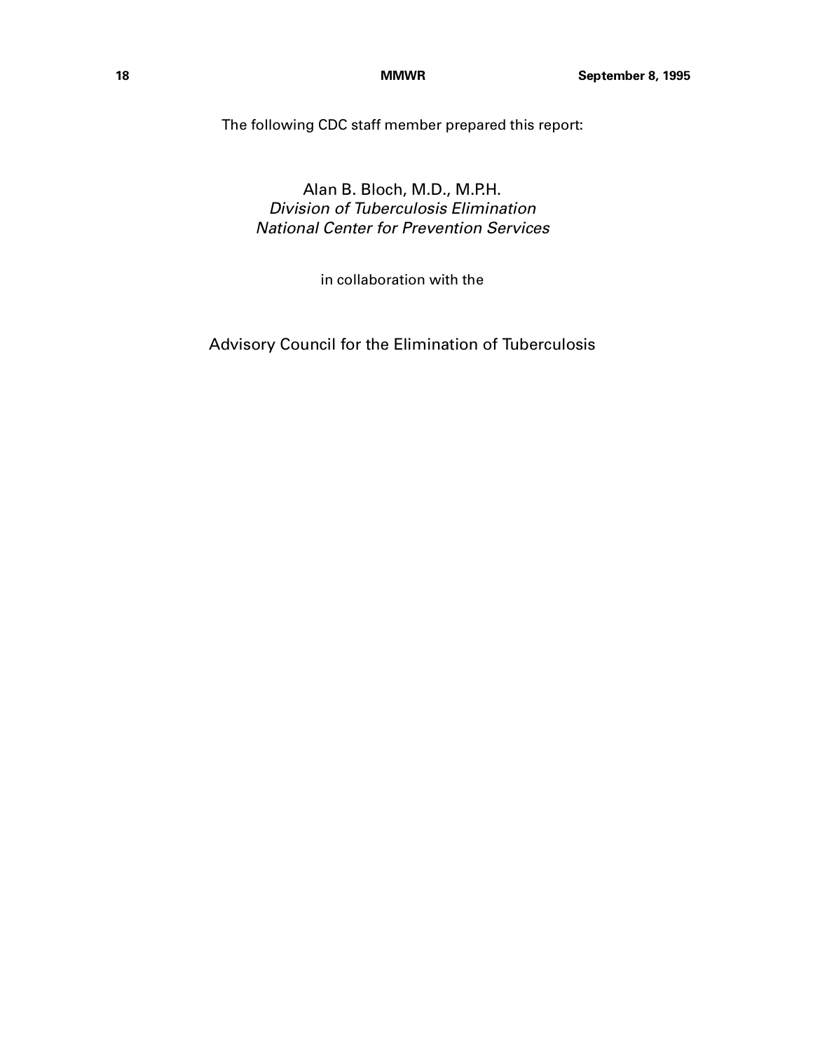The following CDC staff member prepared this report:

Alan B. Bloch, M.D., M.P.H.
*Division of Tuberculosis Elimination*
*National Center for Prevention Services*

in collaboration with the

Advisory Council for the Elimination of Tuberculosis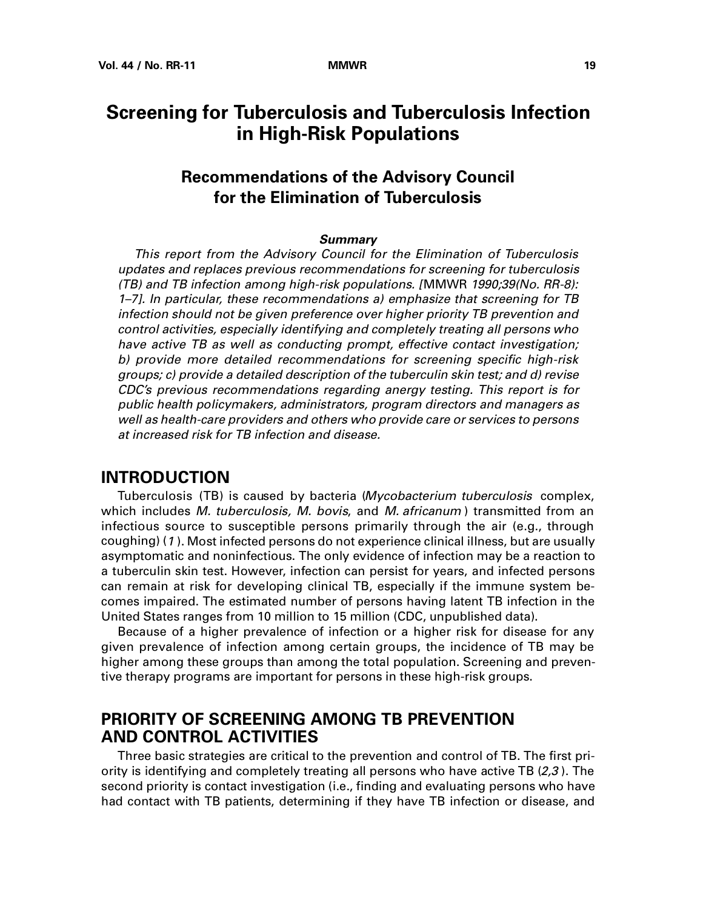# Screening for Tuberculosis and Tuberculosis Infection in High-Risk Populations

## Recommendations of the Advisory Council for the Elimination of Tuberculosis

**_Summary_**

*This report from the Advisory Council for the Elimination of Tuberculosis updates and replaces previous recommendations for screening for tuberculosis (TB) and TB infection among high-risk populations. [*MMWR *1990;39(No. RR-8): 1–7]. In particular, these recommendations a) emphasize that screening for TB infection should not be given preference over higher priority TB prevention and control activities, especially identifying and completely treating all persons who have active TB as well as conducting prompt, effective contact investigation; b) provide more detailed recommendations for screening specific high-risk groups; c) provide a detailed description of the tuberculin skin test; and d) revise CDC's previous recommendations regarding anergy testing. This report is for public health policymakers, administrators, program directors and managers as well as health-care providers and others who provide care or services to persons at increased risk for TB infection and disease.*

## INTRODUCTION

Tuberculosis (TB) is caused by bacteria (*Mycobacterium tuberculosis* complex, which includes *M. tuberculosis, M. bovis*, and *M. africanum*) transmitted from an infectious source to susceptible persons primarily through the air (e.g., through coughing) (*1*). Most infected persons do not experience clinical illness, but are usually asymptomatic and noninfectious. The only evidence of infection may be a reaction to a tuberculin skin test. However, infection can persist for years, and infected persons can remain at risk for developing clinical TB, especially if the immune system becomes impaired. The estimated number of persons having latent TB infection in the United States ranges from 10 million to 15 million (CDC, unpublished data).

Because of a higher prevalence of infection or a higher risk for disease for any given prevalence of infection among certain groups, the incidence of TB may be higher among these groups than among the total population. Screening and preventive therapy programs are important for persons in these high-risk groups.

## PRIORITY OF SCREENING AMONG TB PREVENTION AND CONTROL ACTIVITIES

Three basic strategies are critical to the prevention and control of TB. The first priority is identifying and completely treating all persons who have active TB (*2,3*). The second priority is contact investigation (i.e., finding and evaluating persons who have had contact with TB patients, determining if they have TB infection or disease, and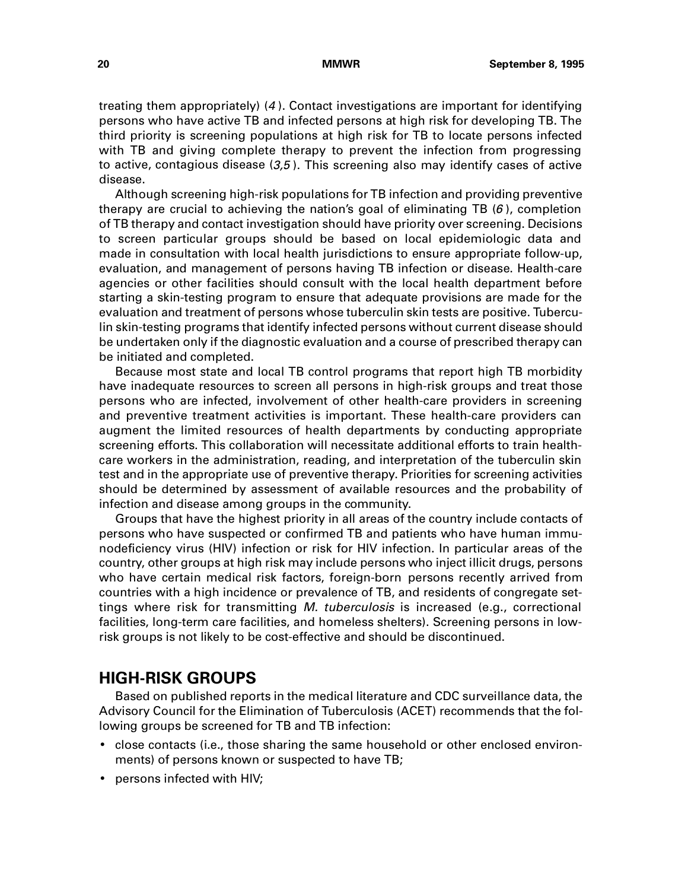treating them appropriately) (*4*). Contact investigations are important for identifying persons who have active TB and infected persons at high risk for developing TB. The third priority is screening populations at high risk for TB to locate persons infected with TB and giving complete therapy to prevent the infection from progressing to active, contagious disease (*3,5*). This screening also may identify cases of active disease.

Although screening high-risk populations for TB infection and providing preventive therapy are crucial to achieving the nation's goal of eliminating TB (*6*), completion of TB therapy and contact investigation should have priority over screening. Decisions to screen particular groups should be based on local epidemiologic data and made in consultation with local health jurisdictions to ensure appropriate follow-up, evaluation, and management of persons having TB infection or disease. Health-care agencies or other facilities should consult with the local health department before starting a skin-testing program to ensure that adequate provisions are made for the evaluation and treatment of persons whose tuberculin skin tests are positive. Tuberculin skin-testing programs that identify infected persons without current disease should be undertaken only if the diagnostic evaluation and a course of prescribed therapy can be initiated and completed.

Because most state and local TB control programs that report high TB morbidity have inadequate resources to screen all persons in high-risk groups and treat those persons who are infected, involvement of other health-care providers in screening and preventive treatment activities is important. These health-care providers can augment the limited resources of health departments by conducting appropriate screening efforts. This collaboration will necessitate additional efforts to train health-care workers in the administration, reading, and interpretation of the tuberculin skin test and in the appropriate use of preventive therapy. Priorities for screening activities should be determined by assessment of available resources and the probability of infection and disease among groups in the community.

Groups that have the highest priority in all areas of the country include contacts of persons who have suspected or confirmed TB and patients who have human immunodeficiency virus (HIV) infection or risk for HIV infection. In particular areas of the country, other groups at high risk may include persons who inject illicit drugs, persons who have certain medical risk factors, foreign-born persons recently arrived from countries with a high incidence or prevalence of TB, and residents of congregate settings where risk for transmitting *M. tuberculosis* is increased (e.g., correctional facilities, long-term care facilities, and homeless shelters). Screening persons in low-risk groups is not likely to be cost-effective and should be discontinued.

## HIGH-RISK GROUPS

Based on published reports in the medical literature and CDC surveillance data, the Advisory Council for the Elimination of Tuberculosis (ACET) recommends that the following groups be screened for TB and TB infection:

- close contacts (i.e., those sharing the same household or other enclosed environments) of persons known or suspected to have TB;
- persons infected with HIV;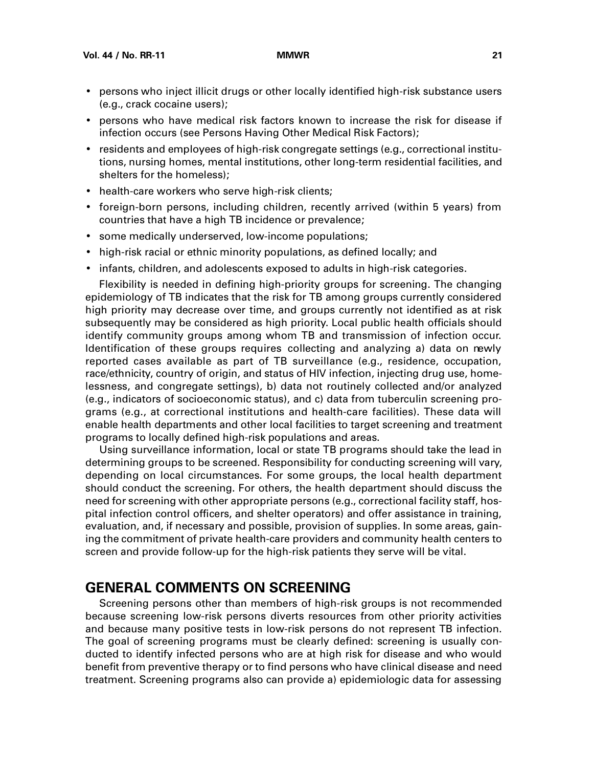- persons who inject illicit drugs or other locally identified high-risk substance users (e.g., crack cocaine users);
- persons who have medical risk factors known to increase the risk for disease if infection occurs (see Persons Having Other Medical Risk Factors);
- residents and employees of high-risk congregate settings (e.g., correctional institutions, nursing homes, mental institutions, other long-term residential facilities, and shelters for the homeless);
- health-care workers who serve high-risk clients;
- foreign-born persons, including children, recently arrived (within 5 years) from countries that have a high TB incidence or prevalence;
- some medically underserved, low-income populations;
- high-risk racial or ethnic minority populations, as defined locally; and
- infants, children, and adolescents exposed to adults in high-risk categories.

Flexibility is needed in defining high-priority groups for screening. The changing epidemiology of TB indicates that the risk for TB among groups currently considered high priority may decrease over time, and groups currently not identified as at risk subsequently may be considered as high priority. Local public health officials should identify community groups among whom TB and transmission of infection occur. Identification of these groups requires collecting and analyzing a) data on newly reported cases available as part of TB surveillance (e.g., residence, occupation, race/ethnicity, country of origin, and status of HIV infection, injecting drug use, homelessness, and congregate settings), b) data not routinely collected and/or analyzed (e.g., indicators of socioeconomic status), and c) data from tuberculin screening programs (e.g., at correctional institutions and health-care facilities). These data will enable health departments and other local facilities to target screening and treatment programs to locally defined high-risk populations and areas.

Using surveillance information, local or state TB programs should take the lead in determining groups to be screened. Responsibility for conducting screening will vary, depending on local circumstances. For some groups, the local health department should conduct the screening. For others, the health department should discuss the need for screening with other appropriate persons (e.g., correctional facility staff, hospital infection control officers, and shelter operators) and offer assistance in training, evaluation, and, if necessary and possible, provision of supplies. In some areas, gaining the commitment of private health-care providers and community health centers to screen and provide follow-up for the high-risk patients they serve will be vital.

## GENERAL COMMENTS ON SCREENING

Screening persons other than members of high-risk groups is not recommended because screening low-risk persons diverts resources from other priority activities and because many positive tests in low-risk persons do not represent TB infection. The goal of screening programs must be clearly defined: screening is usually conducted to identify infected persons who are at high risk for disease and who would benefit from preventive therapy or to find persons who have clinical disease and need treatment. Screening programs also can provide a) epidemiologic data for assessing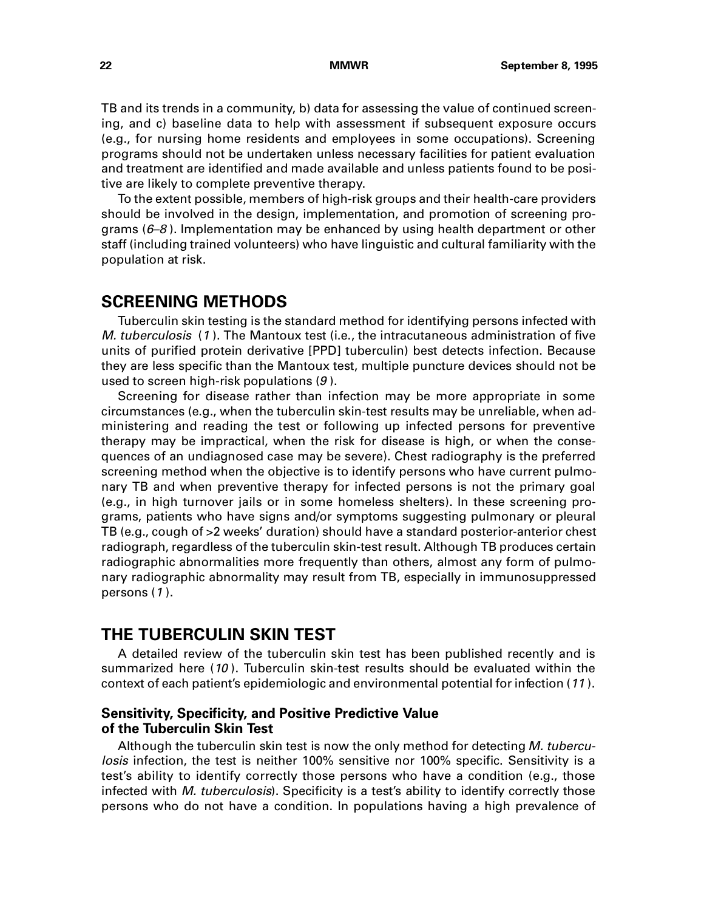TB and its trends in a community, b) data for assessing the value of continued screening, and c) baseline data to help with assessment if subsequent exposure occurs (e.g., for nursing home residents and employees in some occupations). Screening programs should not be undertaken unless necessary facilities for patient evaluation and treatment are identified and made available and unless patients found to be positive are likely to complete preventive therapy.

To the extent possible, members of high-risk groups and their health-care providers should be involved in the design, implementation, and promotion of screening programs (*6–8*). Implementation may be enhanced by using health department or other staff (including trained volunteers) who have linguistic and cultural familiarity with the population at risk.

## SCREENING METHODS

Tuberculin skin testing is the standard method for identifying persons infected with *M. tuberculosis* (*1*). The Mantoux test (i.e., the intracutaneous administration of five units of purified protein derivative [PPD] tuberculin) best detects infection. Because they are less specific than the Mantoux test, multiple puncture devices should not be used to screen high-risk populations (*9*).

Screening for disease rather than infection may be more appropriate in some circumstances (e.g., when the tuberculin skin-test results may be unreliable, when administering and reading the test or following up infected persons for preventive therapy may be impractical, when the risk for disease is high, or when the consequences of an undiagnosed case may be severe). Chest radiography is the preferred screening method when the objective is to identify persons who have current pulmonary TB and when preventive therapy for infected persons is not the primary goal (e.g., in high turnover jails or in some homeless shelters). In these screening programs, patients who have signs and/or symptoms suggesting pulmonary or pleural TB (e.g., cough of >2 weeks' duration) should have a standard posterior-anterior chest radiograph, regardless of the tuberculin skin-test result. Although TB produces certain radiographic abnormalities more frequently than others, almost any form of pulmonary radiographic abnormality may result from TB, especially in immunosuppressed persons (*1*).

## THE TUBERCULIN SKIN TEST

A detailed review of the tuberculin skin test has been published recently and is summarized here (*10*). Tuberculin skin-test results should be evaluated within the context of each patient's epidemiologic and environmental potential for infection (*11*).

### Sensitivity, Specificity, and Positive Predictive Value of the Tuberculin Skin Test

Although the tuberculin skin test is now the only method for detecting *M. tuberculosis* infection, the test is neither 100% sensitive nor 100% specific. Sensitivity is a test's ability to identify correctly those persons who have a condition (e.g., those infected with *M. tuberculosis*). Specificity is a test's ability to identify correctly those persons who do not have a condition. In populations having a high prevalence of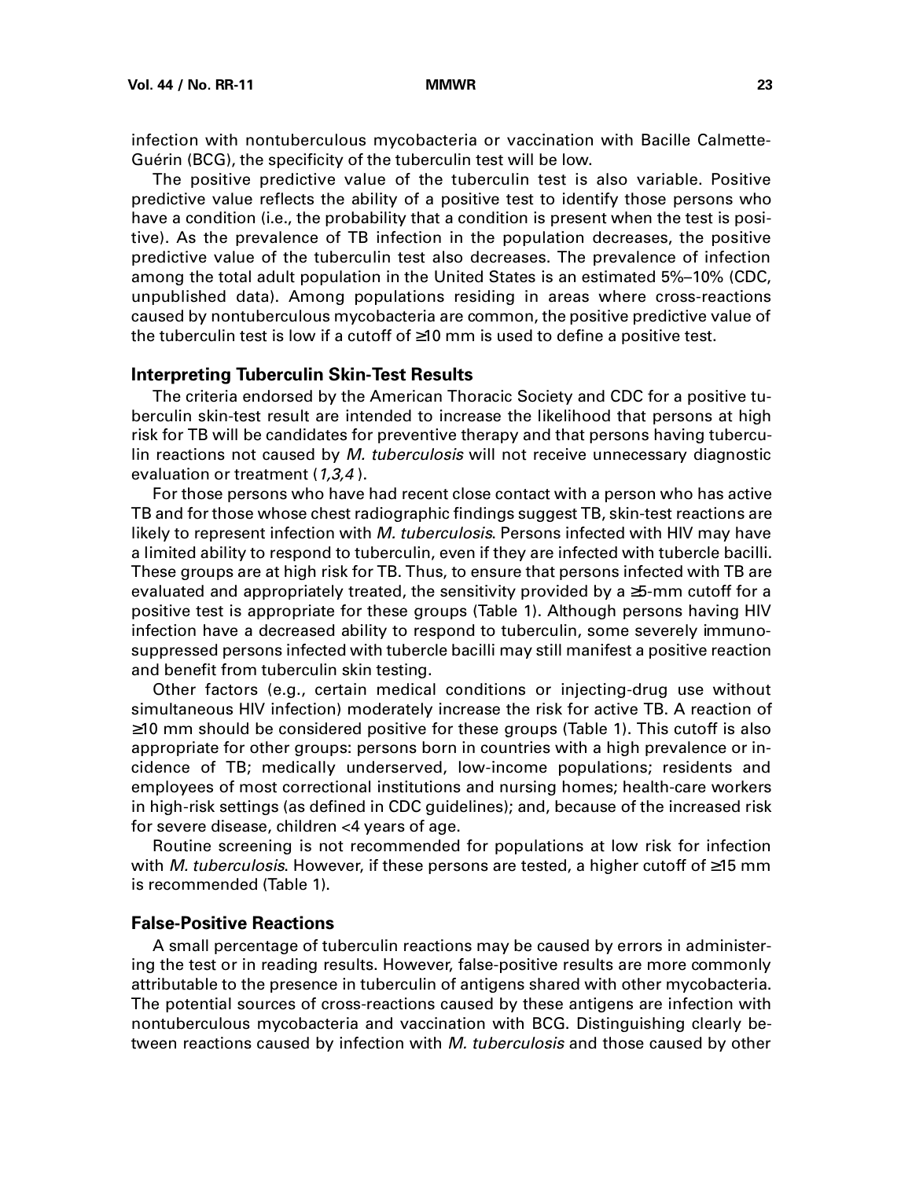infection with nontuberculous mycobacteria or vaccination with Bacille Calmette-Guérin (BCG), the specificity of the tuberculin test will be low.

The positive predictive value of the tuberculin test is also variable. Positive predictive value reflects the ability of a positive test to identify those persons who have a condition (i.e., the probability that a condition is present when the test is positive). As the prevalence of TB infection in the population decreases, the positive predictive value of the tuberculin test also decreases. The prevalence of infection among the total adult population in the United States is an estimated 5%–10% (CDC, unpublished data). Among populations residing in areas where cross-reactions caused by nontuberculous mycobacteria are common, the positive predictive value of the tuberculin test is low if a cutoff of ≥10 mm is used to define a positive test.

### Interpreting Tuberculin Skin-Test Results

The criteria endorsed by the American Thoracic Society and CDC for a positive tuberculin skin-test result are intended to increase the likelihood that persons at high risk for TB will be candidates for preventive therapy and that persons having tuberculin reactions not caused by *M. tuberculosis* will not receive unnecessary diagnostic evaluation or treatment (*1,3,4*).

For those persons who have had recent close contact with a person who has active TB and for those whose chest radiographic findings suggest TB, skin-test reactions are likely to represent infection with *M. tuberculosis*. Persons infected with HIV may have a limited ability to respond to tuberculin, even if they are infected with tubercle bacilli. These groups are at high risk for TB. Thus, to ensure that persons infected with TB are evaluated and appropriately treated, the sensitivity provided by a ≥5-mm cutoff for a positive test is appropriate for these groups (Table 1). Although persons having HIV infection have a decreased ability to respond to tuberculin, some severely immunosuppressed persons infected with tubercle bacilli may still manifest a positive reaction and benefit from tuberculin skin testing.

Other factors (e.g., certain medical conditions or injecting-drug use without simultaneous HIV infection) moderately increase the risk for active TB. A reaction of ≥10 mm should be considered positive for these groups (Table 1). This cutoff is also appropriate for other groups: persons born in countries with a high prevalence or incidence of TB; medically underserved, low-income populations; residents and employees of most correctional institutions and nursing homes; health-care workers in high-risk settings (as defined in CDC guidelines); and, because of the increased risk for severe disease, children <4 years of age.

Routine screening is not recommended for populations at low risk for infection with *M. tuberculosis*. However, if these persons are tested, a higher cutoff of ≥15 mm is recommended (Table 1).

### False-Positive Reactions

A small percentage of tuberculin reactions may be caused by errors in administering the test or in reading results. However, false-positive results are more commonly attributable to the presence in tuberculin of antigens shared with other mycobacteria. The potential sources of cross-reactions caused by these antigens are infection with nontuberculous mycobacteria and vaccination with BCG. Distinguishing clearly between reactions caused by infection with *M. tuberculosis* and those caused by other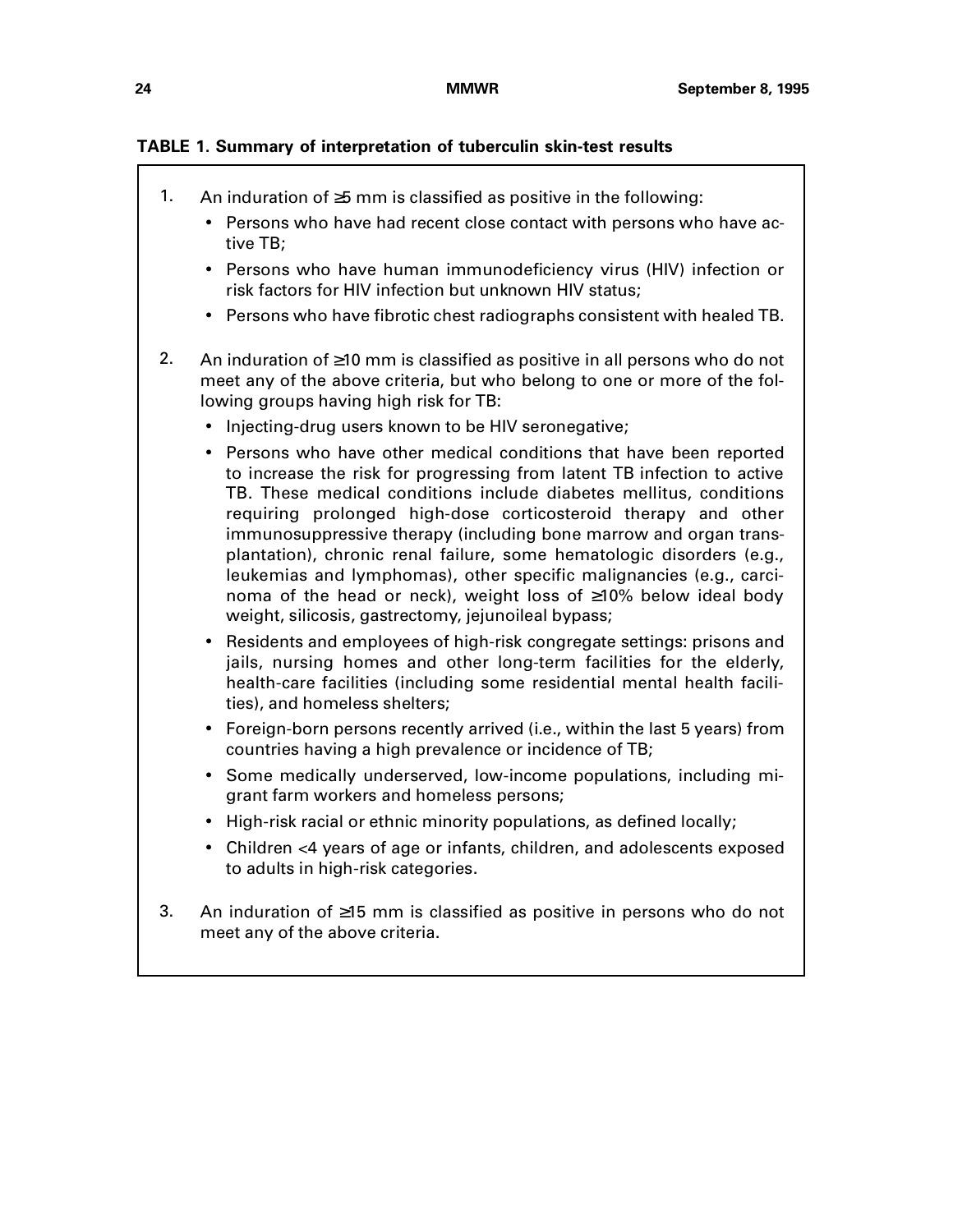**TABLE 1. Summary of interpretation of tuberculin skin-test results**

1. An induration of ≥5 mm is classified as positive in the following:
   - Persons who have had recent close contact with persons who have active TB;
   - Persons who have human immunodeficiency virus (HIV) infection or risk factors for HIV infection but unknown HIV status;
   - Persons who have fibrotic chest radiographs consistent with healed TB.

2. An induration of ≥10 mm is classified as positive in all persons who do not meet any of the above criteria, but who belong to one or more of the following groups having high risk for TB:
   - Injecting-drug users known to be HIV seronegative;
   - Persons who have other medical conditions that have been reported to increase the risk for progressing from latent TB infection to active TB. These medical conditions include diabetes mellitus, conditions requiring prolonged high-dose corticosteroid therapy and other immunosuppressive therapy (including bone marrow and organ transplantation), chronic renal failure, some hematologic disorders (e.g., leukemias and lymphomas), other specific malignancies (e.g., carcinoma of the head or neck), weight loss of ≥10% below ideal body weight, silicosis, gastrectomy, jejunoileal bypass;
   - Residents and employees of high-risk congregate settings: prisons and jails, nursing homes and other long-term facilities for the elderly, health-care facilities (including some residential mental health facilities), and homeless shelters;
   - Foreign-born persons recently arrived (i.e., within the last 5 years) from countries having a high prevalence or incidence of TB;
   - Some medically underserved, low-income populations, including migrant farm workers and homeless persons;
   - High-risk racial or ethnic minority populations, as defined locally;
   - Children <4 years of age or infants, children, and adolescents exposed to adults in high-risk categories.

3. An induration of ≥15 mm is classified as positive in persons who do not meet any of the above criteria.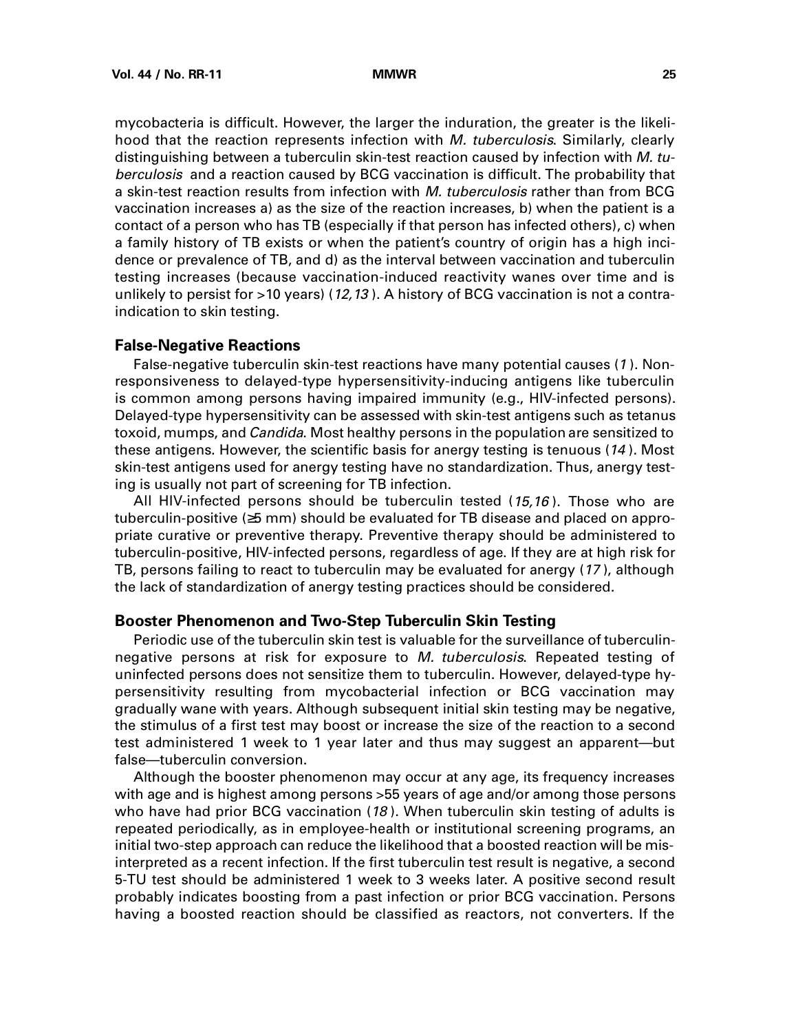mycobacteria is difficult. However, the larger the induration, the greater is the likelihood that the reaction represents infection with *M. tuberculosis*. Similarly, clearly distinguishing between a tuberculin skin-test reaction caused by infection with *M. tuberculosis* and a reaction caused by BCG vaccination is difficult. The probability that a skin-test reaction results from infection with *M. tuberculosis* rather than from BCG vaccination increases a) as the size of the reaction increases, b) when the patient is a contact of a person who has TB (especially if that person has infected others), c) when a family history of TB exists or when the patient's country of origin has a high incidence or prevalence of TB, and d) as the interval between vaccination and tuberculin testing increases (because vaccination-induced reactivity wanes over time and is unlikely to persist for >10 years) (*12,13*). A history of BCG vaccination is not a contraindication to skin testing.

### False-Negative Reactions

False-negative tuberculin skin-test reactions have many potential causes (*1*). Nonresponsiveness to delayed-type hypersensitivity-inducing antigens like tuberculin is common among persons having impaired immunity (e.g., HIV-infected persons). Delayed-type hypersensitivity can be assessed with skin-test antigens such as tetanus toxoid, mumps, and *Candida*. Most healthy persons in the population are sensitized to these antigens. However, the scientific basis for anergy testing is tenuous (*14*). Most skin-test antigens used for anergy testing have no standardization. Thus, anergy testing is usually not part of screening for TB infection.

All HIV-infected persons should be tuberculin tested (*15,16*). Those who are tuberculin-positive (≥5 mm) should be evaluated for TB disease and placed on appropriate curative or preventive therapy. Preventive therapy should be administered to tuberculin-positive, HIV-infected persons, regardless of age. If they are at high risk for TB, persons failing to react to tuberculin may be evaluated for anergy (*17*), although the lack of standardization of anergy testing practices should be considered.

### Booster Phenomenon and Two-Step Tuberculin Skin Testing

Periodic use of the tuberculin skin test is valuable for the surveillance of tuberculin-negative persons at risk for exposure to *M. tuberculosis*. Repeated testing of uninfected persons does not sensitize them to tuberculin. However, delayed-type hypersensitivity resulting from mycobacterial infection or BCG vaccination may gradually wane with years. Although subsequent initial skin testing may be negative, the stimulus of a first test may boost or increase the size of the reaction to a second test administered 1 week to 1 year later and thus may suggest an apparent—but false—tuberculin conversion.

Although the booster phenomenon may occur at any age, its frequency increases with age and is highest among persons >55 years of age and/or among those persons who have had prior BCG vaccination (*18*). When tuberculin skin testing of adults is repeated periodically, as in employee-health or institutional screening programs, an initial two-step approach can reduce the likelihood that a boosted reaction will be misinterpreted as a recent infection. If the first tuberculin test result is negative, a second 5-TU test should be administered 1 week to 3 weeks later. A positive second result probably indicates boosting from a past infection or prior BCG vaccination. Persons having a boosted reaction should be classified as reactors, not converters. If the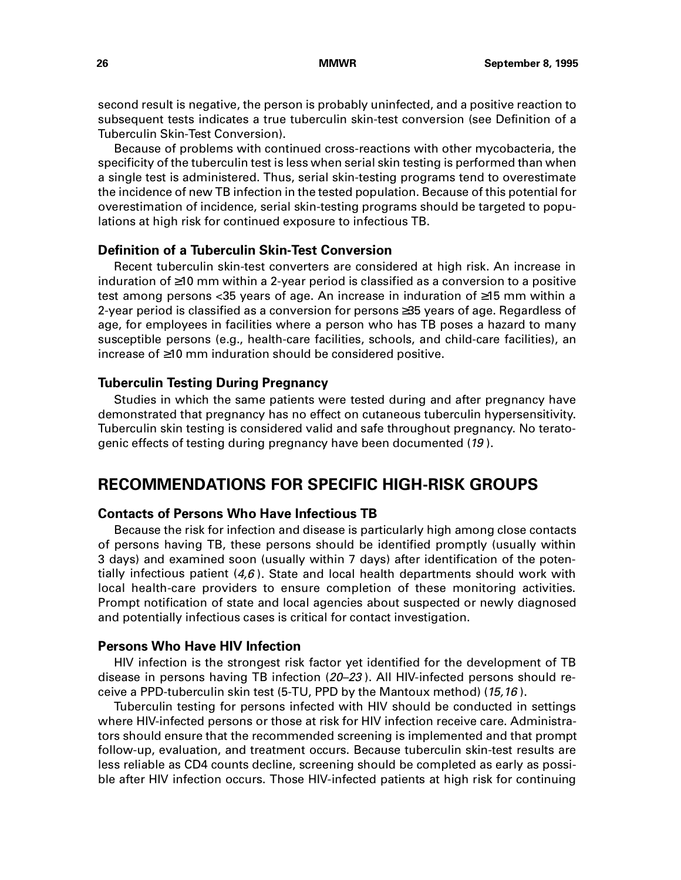second result is negative, the person is probably uninfected, and a positive reaction to subsequent tests indicates a true tuberculin skin-test conversion (see Definition of a Tuberculin Skin-Test Conversion).

Because of problems with continued cross-reactions with other mycobacteria, the specificity of the tuberculin test is less when serial skin testing is performed than when a single test is administered. Thus, serial skin-testing programs tend to overestimate the incidence of new TB infection in the tested population. Because of this potential for overestimation of incidence, serial skin-testing programs should be targeted to populations at high risk for continued exposure to infectious TB.

### Definition of a Tuberculin Skin-Test Conversion

Recent tuberculin skin-test converters are considered at high risk. An increase in induration of ≥10 mm within a 2-year period is classified as a conversion to a positive test among persons <35 years of age. An increase in induration of ≥15 mm within a 2-year period is classified as a conversion for persons ≥35 years of age. Regardless of age, for employees in facilities where a person who has TB poses a hazard to many susceptible persons (e.g., health-care facilities, schools, and child-care facilities), an increase of ≥10 mm induration should be considered positive.

### Tuberculin Testing During Pregnancy

Studies in which the same patients were tested during and after pregnancy have demonstrated that pregnancy has no effect on cutaneous tuberculin hypersensitivity. Tuberculin skin testing is considered valid and safe throughout pregnancy. No teratogenic effects of testing during pregnancy have been documented (*19*).

## RECOMMENDATIONS FOR SPECIFIC HIGH-RISK GROUPS

### Contacts of Persons Who Have Infectious TB

Because the risk for infection and disease is particularly high among close contacts of persons having TB, these persons should be identified promptly (usually within 3 days) and examined soon (usually within 7 days) after identification of the potentially infectious patient (*4,6*). State and local health departments should work with local health-care providers to ensure completion of these monitoring activities. Prompt notification of state and local agencies about suspected or newly diagnosed and potentially infectious cases is critical for contact investigation.

### Persons Who Have HIV Infection

HIV infection is the strongest risk factor yet identified for the development of TB disease in persons having TB infection (*20–23*). All HIV-infected persons should receive a PPD-tuberculin skin test (5-TU, PPD by the Mantoux method) (*15,16*).

Tuberculin testing for persons infected with HIV should be conducted in settings where HIV-infected persons or those at risk for HIV infection receive care. Administrators should ensure that the recommended screening is implemented and that prompt follow-up, evaluation, and treatment occurs. Because tuberculin skin-test results are less reliable as CD4 counts decline, screening should be completed as early as possible after HIV infection occurs. Those HIV-infected patients at high risk for continuing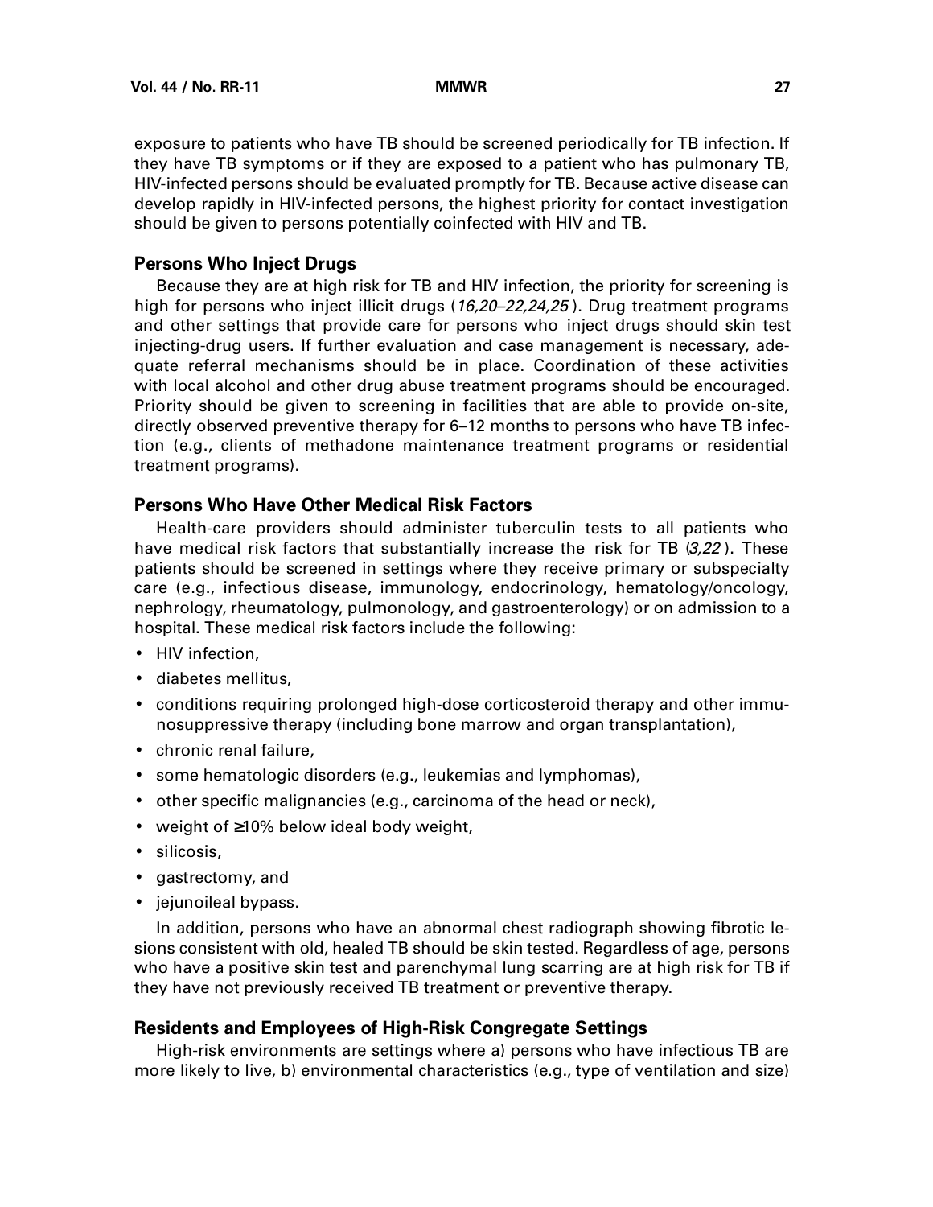exposure to patients who have TB should be screened periodically for TB infection. If they have TB symptoms or if they are exposed to a patient who has pulmonary TB, HIV-infected persons should be evaluated promptly for TB. Because active disease can develop rapidly in HIV-infected persons, the highest priority for contact investigation should be given to persons potentially coinfected with HIV and TB.

### Persons Who Inject Drugs

Because they are at high risk for TB and HIV infection, the priority for screening is high for persons who inject illicit drugs (*16,20–22,24,25*). Drug treatment programs and other settings that provide care for persons who inject drugs should skin test injecting-drug users. If further evaluation and case management is necessary, adequate referral mechanisms should be in place. Coordination of these activities with local alcohol and other drug abuse treatment programs should be encouraged. Priority should be given to screening in facilities that are able to provide on-site, directly observed preventive therapy for 6–12 months to persons who have TB infection (e.g., clients of methadone maintenance treatment programs or residential treatment programs).

### Persons Who Have Other Medical Risk Factors

Health-care providers should administer tuberculin tests to all patients who have medical risk factors that substantially increase the risk for TB (*3,22*). These patients should be screened in settings where they receive primary or subspecialty care (e.g., infectious disease, immunology, endocrinology, hematology/oncology, nephrology, rheumatology, pulmonology, and gastroenterology) or on admission to a hospital. These medical risk factors include the following:

- HIV infection,
- diabetes mellitus,
- conditions requiring prolonged high-dose corticosteroid therapy and other immunosuppressive therapy (including bone marrow and organ transplantation),
- chronic renal failure,
- some hematologic disorders (e.g., leukemias and lymphomas),
- other specific malignancies (e.g., carcinoma of the head or neck),
- weight of ≥10% below ideal body weight,
- silicosis,
- gastrectomy, and
- jejunoileal bypass.

In addition, persons who have an abnormal chest radiograph showing fibrotic lesions consistent with old, healed TB should be skin tested. Regardless of age, persons who have a positive skin test and parenchymal lung scarring are at high risk for TB if they have not previously received TB treatment or preventive therapy.

### Residents and Employees of High-Risk Congregate Settings

High-risk environments are settings where a) persons who have infectious TB are more likely to live, b) environmental characteristics (e.g., type of ventilation and size)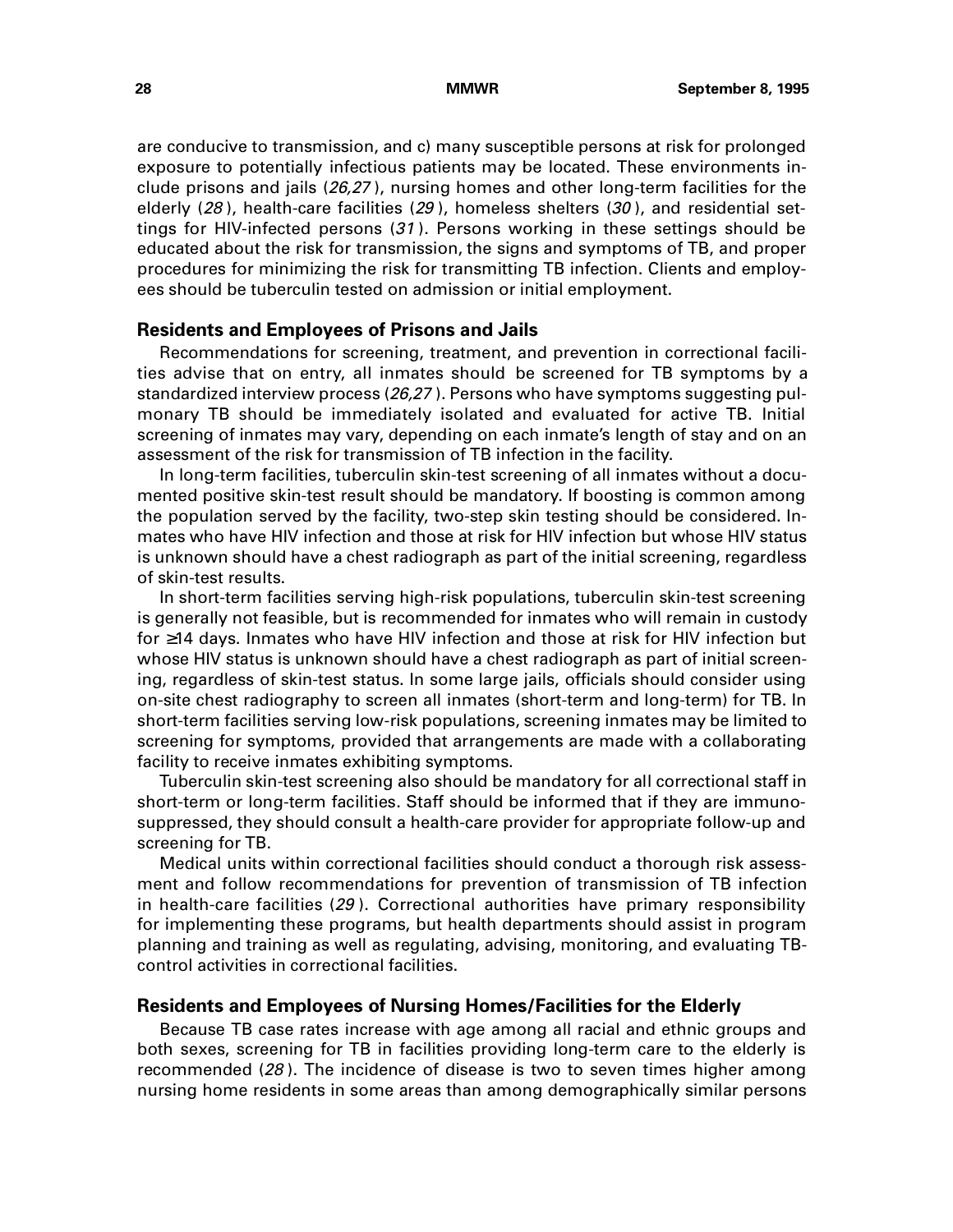are conducive to transmission, and c) many susceptible persons at risk for prolonged exposure to potentially infectious patients may be located. These environments include prisons and jails (*26,27*), nursing homes and other long-term facilities for the elderly (*28*), health-care facilities (*29*), homeless shelters (*30*), and residential settings for HIV-infected persons (*31*). Persons working in these settings should be educated about the risk for transmission, the signs and symptoms of TB, and proper procedures for minimizing the risk for transmitting TB infection. Clients and employees should be tuberculin tested on admission or initial employment.

### Residents and Employees of Prisons and Jails

Recommendations for screening, treatment, and prevention in correctional facilities advise that on entry, all inmates should be screened for TB symptoms by a standardized interview process (*26,27*). Persons who have symptoms suggesting pulmonary TB should be immediately isolated and evaluated for active TB. Initial screening of inmates may vary, depending on each inmate's length of stay and on an assessment of the risk for transmission of TB infection in the facility.

In long-term facilities, tuberculin skin-test screening of all inmates without a documented positive skin-test result should be mandatory. If boosting is common among the population served by the facility, two-step skin testing should be considered. Inmates who have HIV infection and those at risk for HIV infection but whose HIV status is unknown should have a chest radiograph as part of the initial screening, regardless of skin-test results.

In short-term facilities serving high-risk populations, tuberculin skin-test screening is generally not feasible, but is recommended for inmates who will remain in custody for ≥14 days. Inmates who have HIV infection and those at risk for HIV infection but whose HIV status is unknown should have a chest radiograph as part of initial screening, regardless of skin-test status. In some large jails, officials should consider using on-site chest radiography to screen all inmates (short-term and long-term) for TB. In short-term facilities serving low-risk populations, screening inmates may be limited to screening for symptoms, provided that arrangements are made with a collaborating facility to receive inmates exhibiting symptoms.

Tuberculin skin-test screening also should be mandatory for all correctional staff in short-term or long-term facilities. Staff should be informed that if they are immunosuppressed, they should consult a health-care provider for appropriate follow-up and screening for TB.

Medical units within correctional facilities should conduct a thorough risk assessment and follow recommendations for prevention of transmission of TB infection in health-care facilities (*29*). Correctional authorities have primary responsibility for implementing these programs, but health departments should assist in program planning and training as well as regulating, advising, monitoring, and evaluating TB-control activities in correctional facilities.

### Residents and Employees of Nursing Homes/Facilities for the Elderly

Because TB case rates increase with age among all racial and ethnic groups and both sexes, screening for TB in facilities providing long-term care to the elderly is recommended (*28*). The incidence of disease is two to seven times higher among nursing home residents in some areas than among demographically similar persons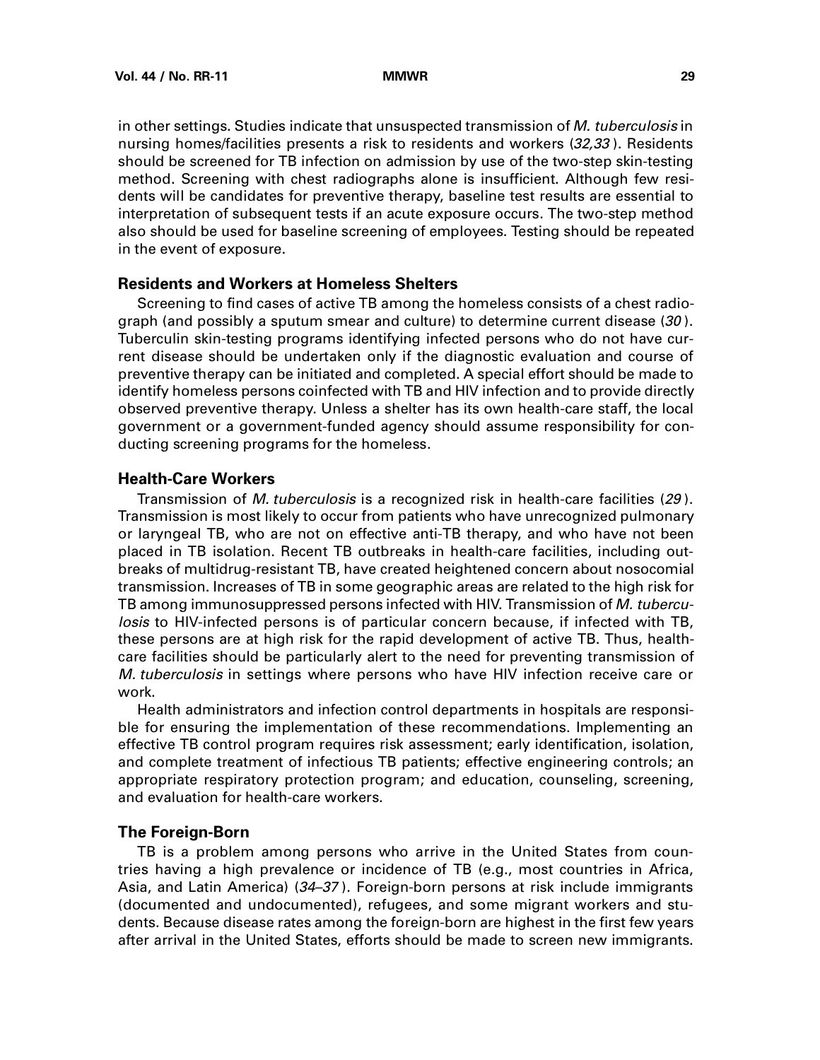in other settings. Studies indicate that unsuspected transmission of *M. tuberculosis* in nursing homes/facilities presents a risk to residents and workers (*32,33*). Residents should be screened for TB infection on admission by use of the two-step skin-testing method. Screening with chest radiographs alone is insufficient. Although few residents will be candidates for preventive therapy, baseline test results are essential to interpretation of subsequent tests if an acute exposure occurs. The two-step method also should be used for baseline screening of employees. Testing should be repeated in the event of exposure.

### Residents and Workers at Homeless Shelters

Screening to find cases of active TB among the homeless consists of a chest radiograph (and possibly a sputum smear and culture) to determine current disease (*30*). Tuberculin skin-testing programs identifying infected persons who do not have current disease should be undertaken only if the diagnostic evaluation and course of preventive therapy can be initiated and completed. A special effort should be made to identify homeless persons coinfected with TB and HIV infection and to provide directly observed preventive therapy. Unless a shelter has its own health-care staff, the local government or a government-funded agency should assume responsibility for conducting screening programs for the homeless.

### Health-Care Workers

Transmission of *M. tuberculosis* is a recognized risk in health-care facilities (*29*). Transmission is most likely to occur from patients who have unrecognized pulmonary or laryngeal TB, who are not on effective anti-TB therapy, and who have not been placed in TB isolation. Recent TB outbreaks in health-care facilities, including outbreaks of multidrug-resistant TB, have created heightened concern about nosocomial transmission. Increases of TB in some geographic areas are related to the high risk for TB among immunosuppressed persons infected with HIV. Transmission of *M. tuberculosis* to HIV-infected persons is of particular concern because, if infected with TB, these persons are at high risk for the rapid development of active TB. Thus, health-care facilities should be particularly alert to the need for preventing transmission of *M. tuberculosis* in settings where persons who have HIV infection receive care or work.

Health administrators and infection control departments in hospitals are responsible for ensuring the implementation of these recommendations. Implementing an effective TB control program requires risk assessment; early identification, isolation, and complete treatment of infectious TB patients; effective engineering controls; an appropriate respiratory protection program; and education, counseling, screening, and evaluation for health-care workers.

### The Foreign-Born

TB is a problem among persons who arrive in the United States from countries having a high prevalence or incidence of TB (e.g., most countries in Africa, Asia, and Latin America) (*34–37*). Foreign-born persons at risk include immigrants (documented and undocumented), refugees, and some migrant workers and students. Because disease rates among the foreign-born are highest in the first few years after arrival in the United States, efforts should be made to screen new immigrants.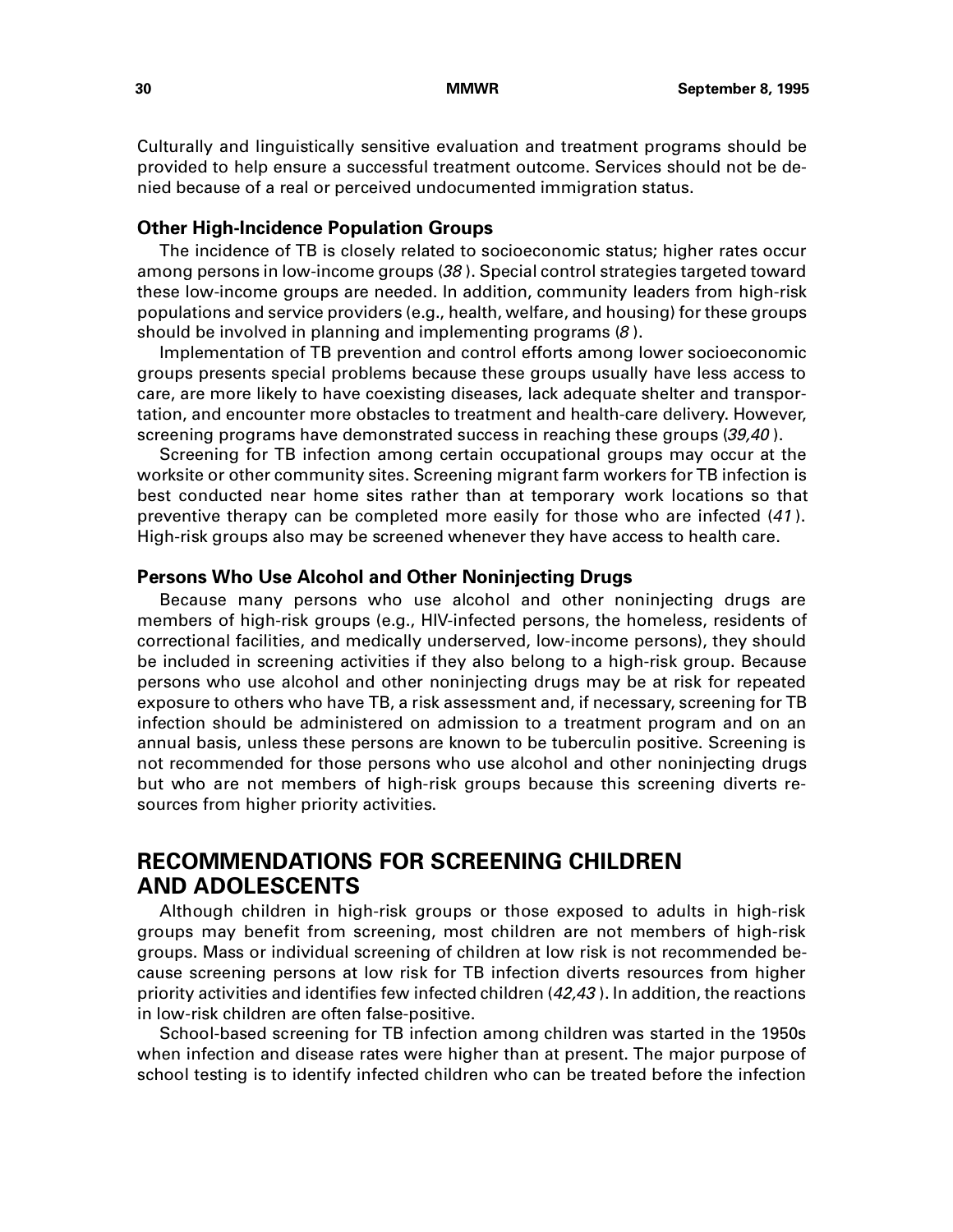Culturally and linguistically sensitive evaluation and treatment programs should be provided to help ensure a successful treatment outcome. Services should not be denied because of a real or perceived undocumented immigration status.

### Other High-Incidence Population Groups

The incidence of TB is closely related to socioeconomic status; higher rates occur among persons in low-income groups (*38*). Special control strategies targeted toward these low-income groups are needed. In addition, community leaders from high-risk populations and service providers (e.g., health, welfare, and housing) for these groups should be involved in planning and implementing programs (*8*).

Implementation of TB prevention and control efforts among lower socioeconomic groups presents special problems because these groups usually have less access to care, are more likely to have coexisting diseases, lack adequate shelter and transportation, and encounter more obstacles to treatment and health-care delivery. However, screening programs have demonstrated success in reaching these groups (*39,40*).

Screening for TB infection among certain occupational groups may occur at the worksite or other community sites. Screening migrant farm workers for TB infection is best conducted near home sites rather than at temporary work locations so that preventive therapy can be completed more easily for those who are infected (*41*). High-risk groups also may be screened whenever they have access to health care.

### Persons Who Use Alcohol and Other Noninjecting Drugs

Because many persons who use alcohol and other noninjecting drugs are members of high-risk groups (e.g., HIV-infected persons, the homeless, residents of correctional facilities, and medically underserved, low-income persons), they should be included in screening activities if they also belong to a high-risk group. Because persons who use alcohol and other noninjecting drugs may be at risk for repeated exposure to others who have TB, a risk assessment and, if necessary, screening for TB infection should be administered on admission to a treatment program and on an annual basis, unless these persons are known to be tuberculin positive. Screening is not recommended for those persons who use alcohol and other noninjecting drugs but who are not members of high-risk groups because this screening diverts resources from higher priority activities.

## RECOMMENDATIONS FOR SCREENING CHILDREN AND ADOLESCENTS

Although children in high-risk groups or those exposed to adults in high-risk groups may benefit from screening, most children are not members of high-risk groups. Mass or individual screening of children at low risk is not recommended because screening persons at low risk for TB infection diverts resources from higher priority activities and identifies few infected children (*42,43*). In addition, the reactions in low-risk children are often false-positive.

School-based screening for TB infection among children was started in the 1950s when infection and disease rates were higher than at present. The major purpose of school testing is to identify infected children who can be treated before the infection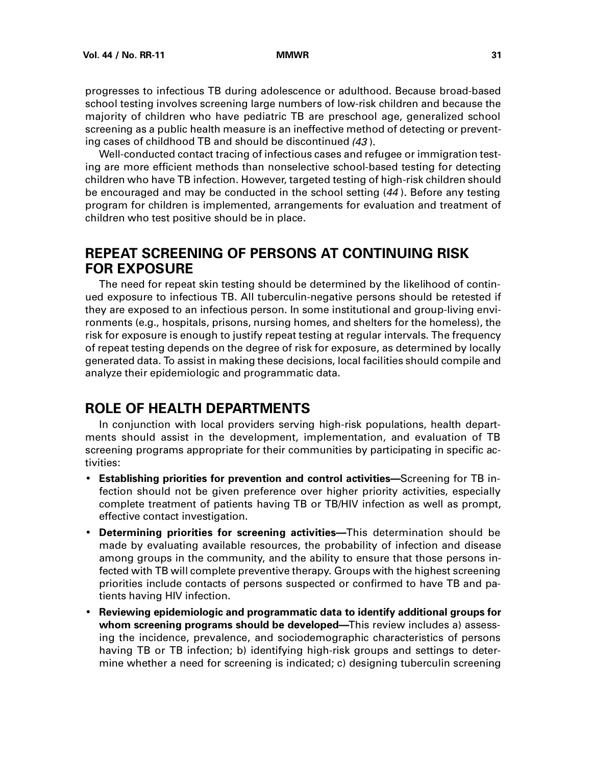progresses to infectious TB during adolescence or adulthood. Because broad-based school testing involves screening large numbers of low-risk children and because the majority of children who have pediatric TB are preschool age, generalized school screening as a public health measure is an ineffective method of detecting or preventing cases of childhood TB and should be discontinued *(43)*.

Well-conducted contact tracing of infectious cases and refugee or immigration testing are more efficient methods than nonselective school-based testing for detecting children who have TB infection. However, targeted testing of high-risk children should be encouraged and may be conducted in the school setting (*44*). Before any testing program for children is implemented, arrangements for evaluation and treatment of children who test positive should be in place.

## REPEAT SCREENING OF PERSONS AT CONTINUING RISK FOR EXPOSURE

The need for repeat skin testing should be determined by the likelihood of continued exposure to infectious TB. All tuberculin-negative persons should be retested if they are exposed to an infectious person. In some institutional and group-living environments (e.g., hospitals, prisons, nursing homes, and shelters for the homeless), the risk for exposure is enough to justify repeat testing at regular intervals. The frequency of repeat testing depends on the degree of risk for exposure, as determined by locally generated data. To assist in making these decisions, local facilities should compile and analyze their epidemiologic and programmatic data.

## ROLE OF HEALTH DEPARTMENTS

In conjunction with local providers serving high-risk populations, health departments should assist in the development, implementation, and evaluation of TB screening programs appropriate for their communities by participating in specific activities:

- **Establishing priorities for prevention and control activities—**Screening for TB infection should not be given preference over higher priority activities, especially complete treatment of patients having TB or TB/HIV infection as well as prompt, effective contact investigation.
- **Determining priorities for screening activities—**This determination should be made by evaluating available resources, the probability of infection and disease among groups in the community, and the ability to ensure that those persons infected with TB will complete preventive therapy. Groups with the highest screening priorities include contacts of persons suspected or confirmed to have TB and patients having HIV infection.
- **Reviewing epidemiologic and programmatic data to identify additional groups for whom screening programs should be developed—**This review includes a) assessing the incidence, prevalence, and sociodemographic characteristics of persons having TB or TB infection; b) identifying high-risk groups and settings to determine whether a need for screening is indicated; c) designing tuberculin screening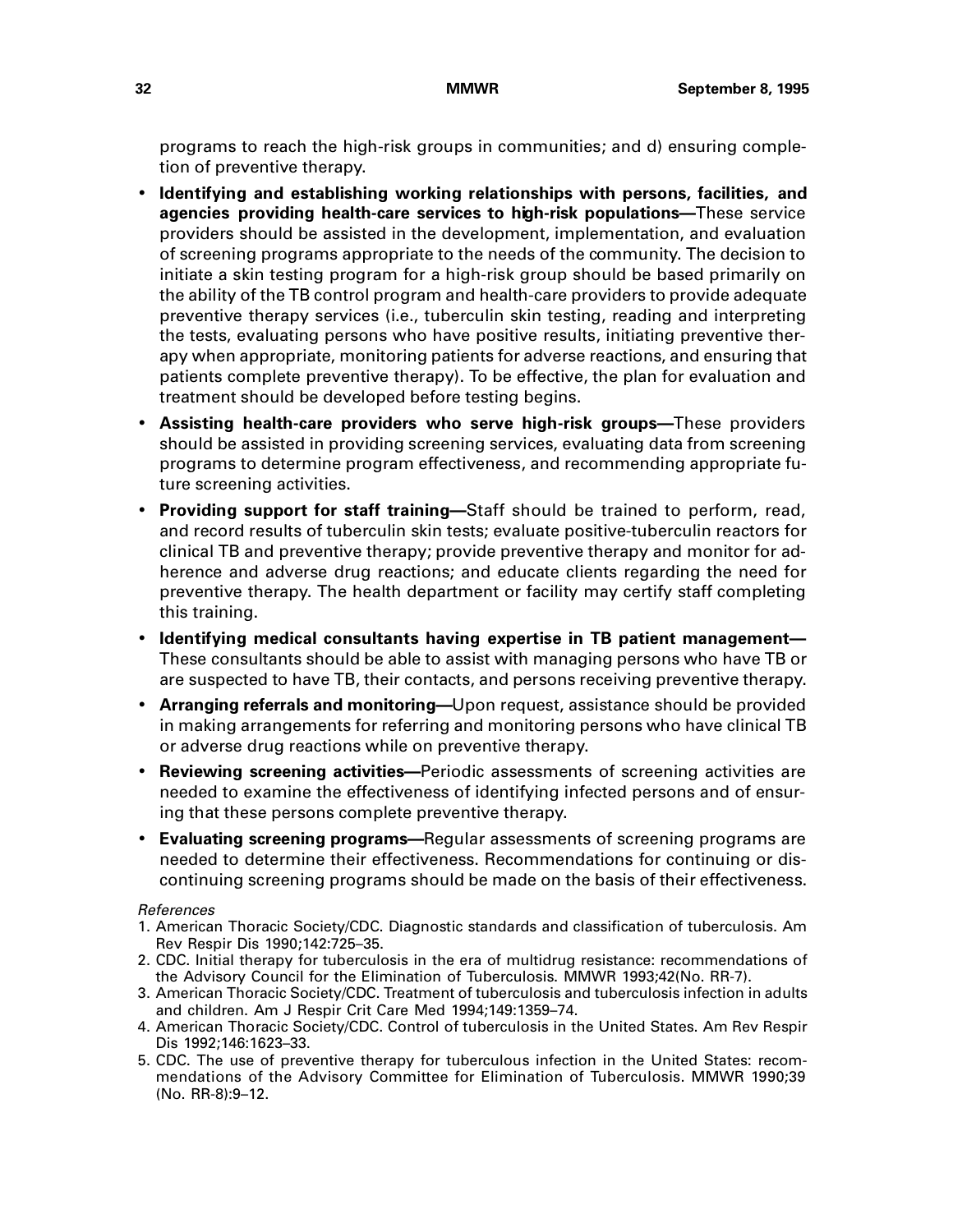programs to reach the high-risk groups in communities; and d) ensuring completion of preventive therapy.

- **Identifying and establishing working relationships with persons, facilities, and agencies providing health-care services to high-risk populations—**These service providers should be assisted in the development, implementation, and evaluation of screening programs appropriate to the needs of the community. The decision to initiate a skin testing program for a high-risk group should be based primarily on the ability of the TB control program and health-care providers to provide adequate preventive therapy services (i.e., tuberculin skin testing, reading and interpreting the tests, evaluating persons who have positive results, initiating preventive therapy when appropriate, monitoring patients for adverse reactions, and ensuring that patients complete preventive therapy). To be effective, the plan for evaluation and treatment should be developed before testing begins.
- **Assisting health-care providers who serve high-risk groups—**These providers should be assisted in providing screening services, evaluating data from screening programs to determine program effectiveness, and recommending appropriate future screening activities.
- **Providing support for staff training—**Staff should be trained to perform, read, and record results of tuberculin skin tests; evaluate positive-tuberculin reactors for clinical TB and preventive therapy; provide preventive therapy and monitor for adherence and adverse drug reactions; and educate clients regarding the need for preventive therapy. The health department or facility may certify staff completing this training.
- **Identifying medical consultants having expertise in TB patient management—**These consultants should be able to assist with managing persons who have TB or are suspected to have TB, their contacts, and persons receiving preventive therapy.
- **Arranging referrals and monitoring—**Upon request, assistance should be provided in making arrangements for referring and monitoring persons who have clinical TB or adverse drug reactions while on preventive therapy.
- **Reviewing screening activities—**Periodic assessments of screening activities are needed to examine the effectiveness of identifying infected persons and of ensuring that these persons complete preventive therapy.
- **Evaluating screening programs—**Regular assessments of screening programs are needed to determine their effectiveness. Recommendations for continuing or discontinuing screening programs should be made on the basis of their effectiveness.

*References*

1. American Thoracic Society/CDC. Diagnostic standards and classification of tuberculosis. Am Rev Respir Dis 1990;142:725–35.
2. CDC. Initial therapy for tuberculosis in the era of multidrug resistance: recommendations of the Advisory Council for the Elimination of Tuberculosis. MMWR 1993;42(No. RR-7).
3. American Thoracic Society/CDC. Treatment of tuberculosis and tuberculosis infection in adults and children. Am J Respir Crit Care Med 1994;149:1359–74.
4. American Thoracic Society/CDC. Control of tuberculosis in the United States. Am Rev Respir Dis 1992;146:1623–33.
5. CDC. The use of preventive therapy for tuberculous infection in the United States: recommendations of the Advisory Committee for Elimination of Tuberculosis. MMWR 1990;39 (No. RR-8):9–12.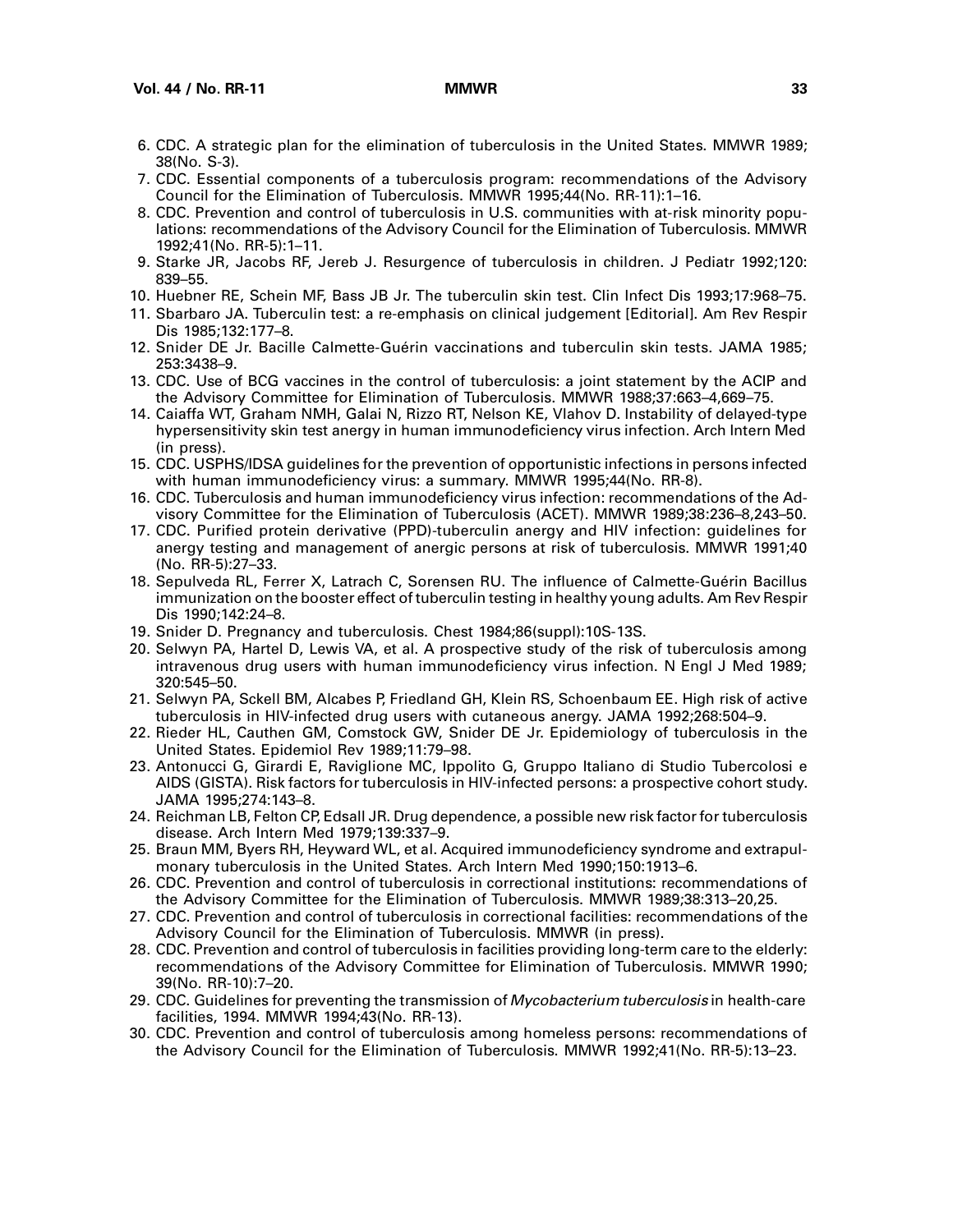6. CDC. A strategic plan for the elimination of tuberculosis in the United States. MMWR 1989; 38(No. S-3).
7. CDC. Essential components of a tuberculosis program: recommendations of the Advisory Council for the Elimination of Tuberculosis. MMWR 1995;44(No. RR-11):1–16.
8. CDC. Prevention and control of tuberculosis in U.S. communities with at-risk minority populations: recommendations of the Advisory Council for the Elimination of Tuberculosis. MMWR 1992;41(No. RR-5):1–11.
9. Starke JR, Jacobs RF, Jereb J. Resurgence of tuberculosis in children. J Pediatr 1992;120: 839–55.
10. Huebner RE, Schein MF, Bass JB Jr. The tuberculin skin test. Clin Infect Dis 1993;17:968–75.
11. Sbarbaro JA. Tuberculin test: a re-emphasis on clinical judgement [Editorial]. Am Rev Respir Dis 1985;132:177–8.
12. Snider DE Jr. Bacille Calmette-Guérin vaccinations and tuberculin skin tests. JAMA 1985; 253:3438–9.
13. CDC. Use of BCG vaccines in the control of tuberculosis: a joint statement by the ACIP and the Advisory Committee for Elimination of Tuberculosis. MMWR 1988;37:663–4,669–75.
14. Caiaffa WT, Graham NMH, Galai N, Rizzo RT, Nelson KE, Vlahov D. Instability of delayed-type hypersensitivity skin test anergy in human immunodeficiency virus infection. Arch Intern Med (in press).
15. CDC. USPHS/IDSA guidelines for the prevention of opportunistic infections in persons infected with human immunodeficiency virus: a summary. MMWR 1995;44(No. RR-8).
16. CDC. Tuberculosis and human immunodeficiency virus infection: recommendations of the Advisory Committee for the Elimination of Tuberculosis (ACET). MMWR 1989;38:236–8,243–50.
17. CDC. Purified protein derivative (PPD)-tuberculin anergy and HIV infection: guidelines for anergy testing and management of anergic persons at risk of tuberculosis. MMWR 1991;40 (No. RR-5):27–33.
18. Sepulveda RL, Ferrer X, Latrach C, Sorensen RU. The influence of Calmette-Guérin Bacillus immunization on the booster effect of tuberculin testing in healthy young adults. Am Rev Respir Dis 1990;142:24–8.
19. Snider D. Pregnancy and tuberculosis. Chest 1984;86(suppl):10S-13S.
20. Selwyn PA, Hartel D, Lewis VA, et al. A prospective study of the risk of tuberculosis among intravenous drug users with human immunodeficiency virus infection. N Engl J Med 1989; 320:545–50.
21. Selwyn PA, Sckell BM, Alcabes P, Friedland GH, Klein RS, Schoenbaum EE. High risk of active tuberculosis in HIV-infected drug users with cutaneous anergy. JAMA 1992;268:504–9.
22. Rieder HL, Cauthen GM, Comstock GW, Snider DE Jr. Epidemiology of tuberculosis in the United States. Epidemiol Rev 1989;11:79–98.
23. Antonucci G, Girardi E, Raviglione MC, Ippolito G, Gruppo Italiano di Studio Tubercolosi e AIDS (GISTA). Risk factors for tuberculosis in HIV-infected persons: a prospective cohort study. JAMA 1995;274:143–8.
24. Reichman LB, Felton CP, Edsall JR. Drug dependence, a possible new risk factor for tuberculosis disease. Arch Intern Med 1979;139:337–9.
25. Braun MM, Byers RH, Heyward WL, et al. Acquired immunodeficiency syndrome and extrapulmonary tuberculosis in the United States. Arch Intern Med 1990;150:1913–6.
26. CDC. Prevention and control of tuberculosis in correctional institutions: recommendations of the Advisory Committee for the Elimination of Tuberculosis. MMWR 1989;38:313–20,25.
27. CDC. Prevention and control of tuberculosis in correctional facilities: recommendations of the Advisory Council for the Elimination of Tuberculosis. MMWR (in press).
28. CDC. Prevention and control of tuberculosis in facilities providing long-term care to the elderly: recommendations of the Advisory Committee for Elimination of Tuberculosis. MMWR 1990; 39(No. RR-10):7–20.
29. CDC. Guidelines for preventing the transmission of *Mycobacterium tuberculosis* in health-care facilities, 1994. MMWR 1994;43(No. RR-13).
30. CDC. Prevention and control of tuberculosis among homeless persons: recommendations of the Advisory Council for the Elimination of Tuberculosis. MMWR 1992;41(No. RR-5):13–23.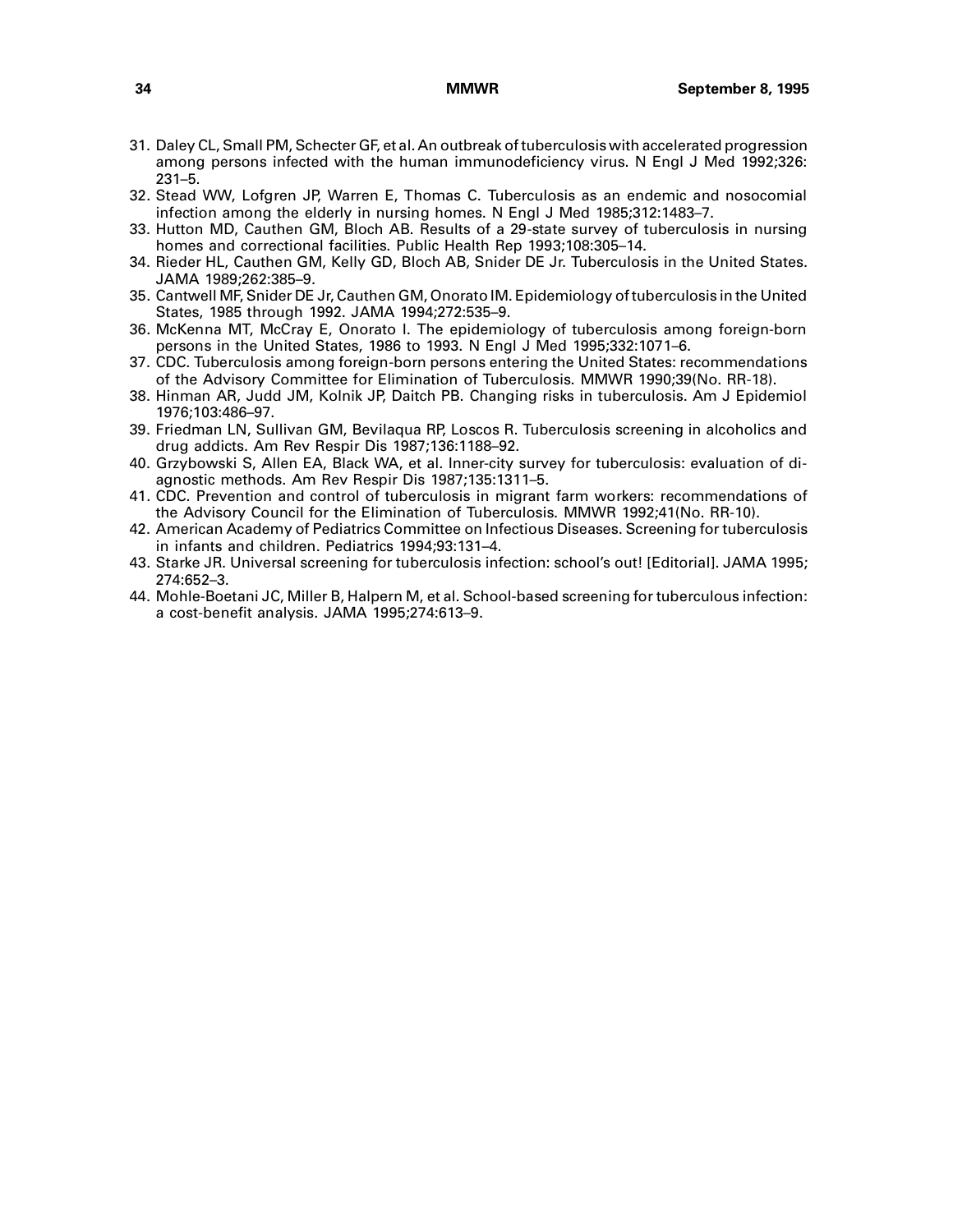31. Daley CL, Small PM, Schecter GF, et al. An outbreak of tuberculosis with accelerated progression among persons infected with the human immunodeficiency virus. N Engl J Med 1992;326: 231–5.
32. Stead WW, Lofgren JP, Warren E, Thomas C. Tuberculosis as an endemic and nosocomial infection among the elderly in nursing homes. N Engl J Med 1985;312:1483–7.
33. Hutton MD, Cauthen GM, Bloch AB. Results of a 29-state survey of tuberculosis in nursing homes and correctional facilities. Public Health Rep 1993;108:305–14.
34. Rieder HL, Cauthen GM, Kelly GD, Bloch AB, Snider DE Jr. Tuberculosis in the United States. JAMA 1989;262:385–9.
35. Cantwell MF, Snider DE Jr, Cauthen GM, Onorato IM. Epidemiology of tuberculosis in the United States, 1985 through 1992. JAMA 1994;272:535–9.
36. McKenna MT, McCray E, Onorato I. The epidemiology of tuberculosis among foreign-born persons in the United States, 1986 to 1993. N Engl J Med 1995;332:1071–6.
37. CDC. Tuberculosis among foreign-born persons entering the United States: recommendations of the Advisory Committee for Elimination of Tuberculosis. MMWR 1990;39(No. RR-18).
38. Hinman AR, Judd JM, Kolnik JP, Daitch PB. Changing risks in tuberculosis. Am J Epidemiol 1976;103:486–97.
39. Friedman LN, Sullivan GM, Bevilaqua RP, Loscos R. Tuberculosis screening in alcoholics and drug addicts. Am Rev Respir Dis 1987;136:1188–92.
40. Grzybowski S, Allen EA, Black WA, et al. Inner-city survey for tuberculosis: evaluation of diagnostic methods. Am Rev Respir Dis 1987;135:1311–5.
41. CDC. Prevention and control of tuberculosis in migrant farm workers: recommendations of the Advisory Council for the Elimination of Tuberculosis. MMWR 1992;41(No. RR-10).
42. American Academy of Pediatrics Committee on Infectious Diseases. Screening for tuberculosis in infants and children. Pediatrics 1994;93:131–4.
43. Starke JR. Universal screening for tuberculosis infection: school's out! [Editorial]. JAMA 1995; 274:652–3.
44. Mohle-Boetani JC, Miller B, Halpern M, et al. School-based screening for tuberculous infection: a cost-benefit analysis. JAMA 1995;274:613–9.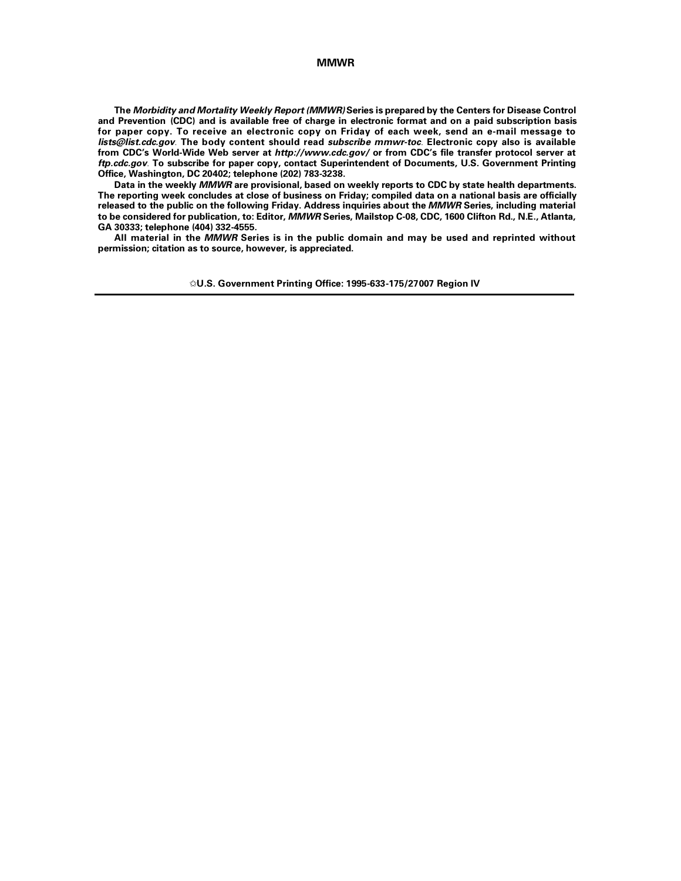**The *Morbidity and Mortality Weekly Report (MMWR)* Series is prepared by the Centers for Disease Control and Prevention (CDC) and is available free of charge in electronic format and on a paid subscription basis for paper copy. To receive an electronic copy on Friday of each week, send an e-mail message to *lists@list.cdc.gov*. The body content should read *subscribe mmwr-toc*. Electronic copy also is available from CDC's World-Wide Web server at *http://www.cdc.gov/* or from CDC's file transfer protocol server at *ftp.cdc.gov*. To subscribe for paper copy, contact Superintendent of Documents, U.S. Government Printing Office, Washington, DC 20402; telephone (202) 783-3238.**

**Data in the weekly *MMWR* are provisional, based on weekly reports to CDC by state health departments. The reporting week concludes at close of business on Friday; compiled data on a national basis are officially released to the public on the following Friday. Address inquiries about the *MMWR* Series, including material to be considered for publication, to: Editor, *MMWR* Series, Mailstop C-08, CDC, 1600 Clifton Rd., N.E., Atlanta, GA 30333; telephone (404) 332-4555.**

**All material in the *MMWR* Series is in the public domain and may be used and reprinted without permission; citation as to source, however, is appreciated.**

**✩U.S. Government Printing Office: 1995-633-175/27007 Region IV**